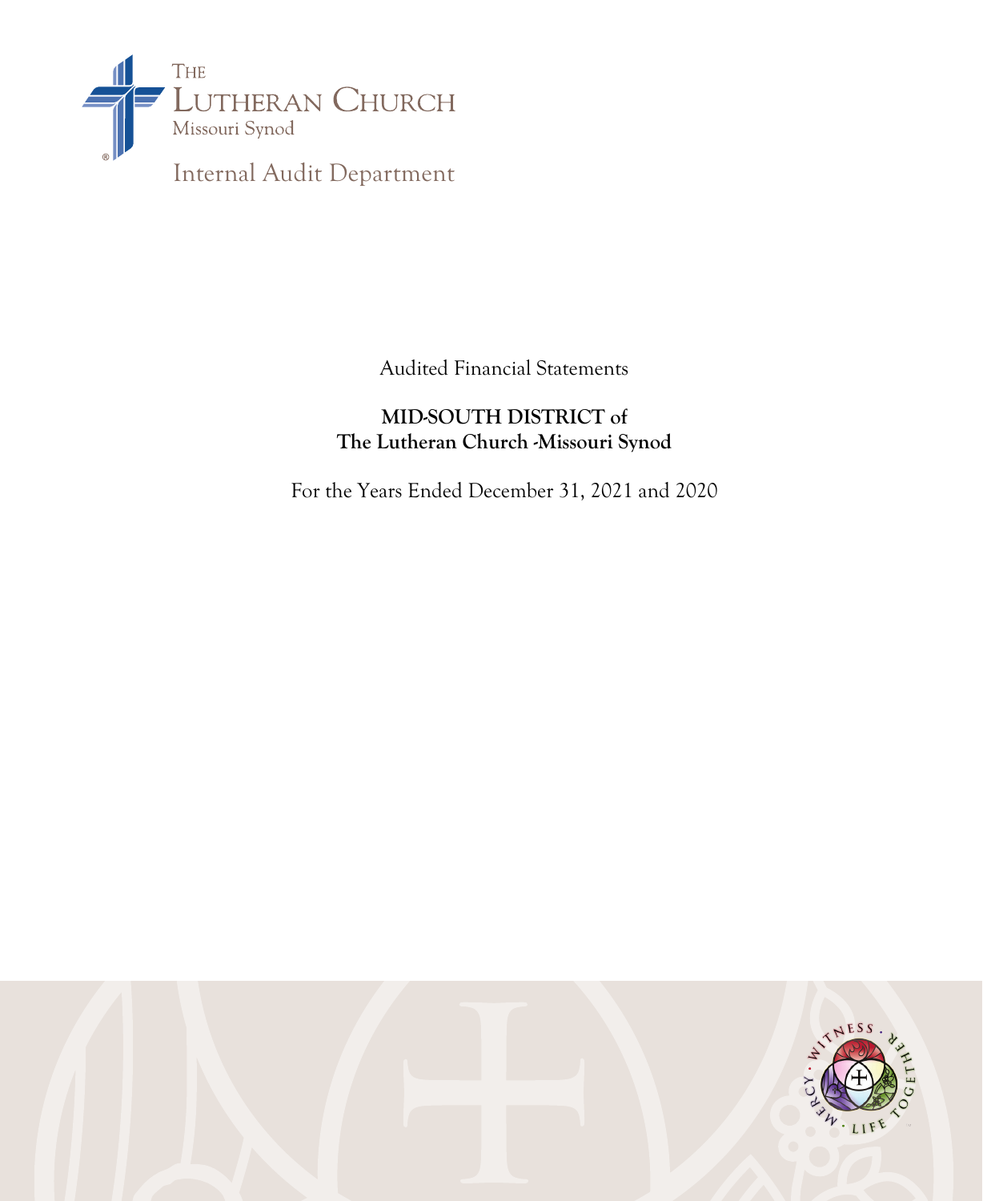THE
LUTHERAN CHURCH
Missouri Synod

Internal Audit Department

Audited Financial Statements

**MID-SOUTH DISTRICT of**
**The Lutheran Church -Missouri Synod**

For the Years Ended December 31, 2021 and 2020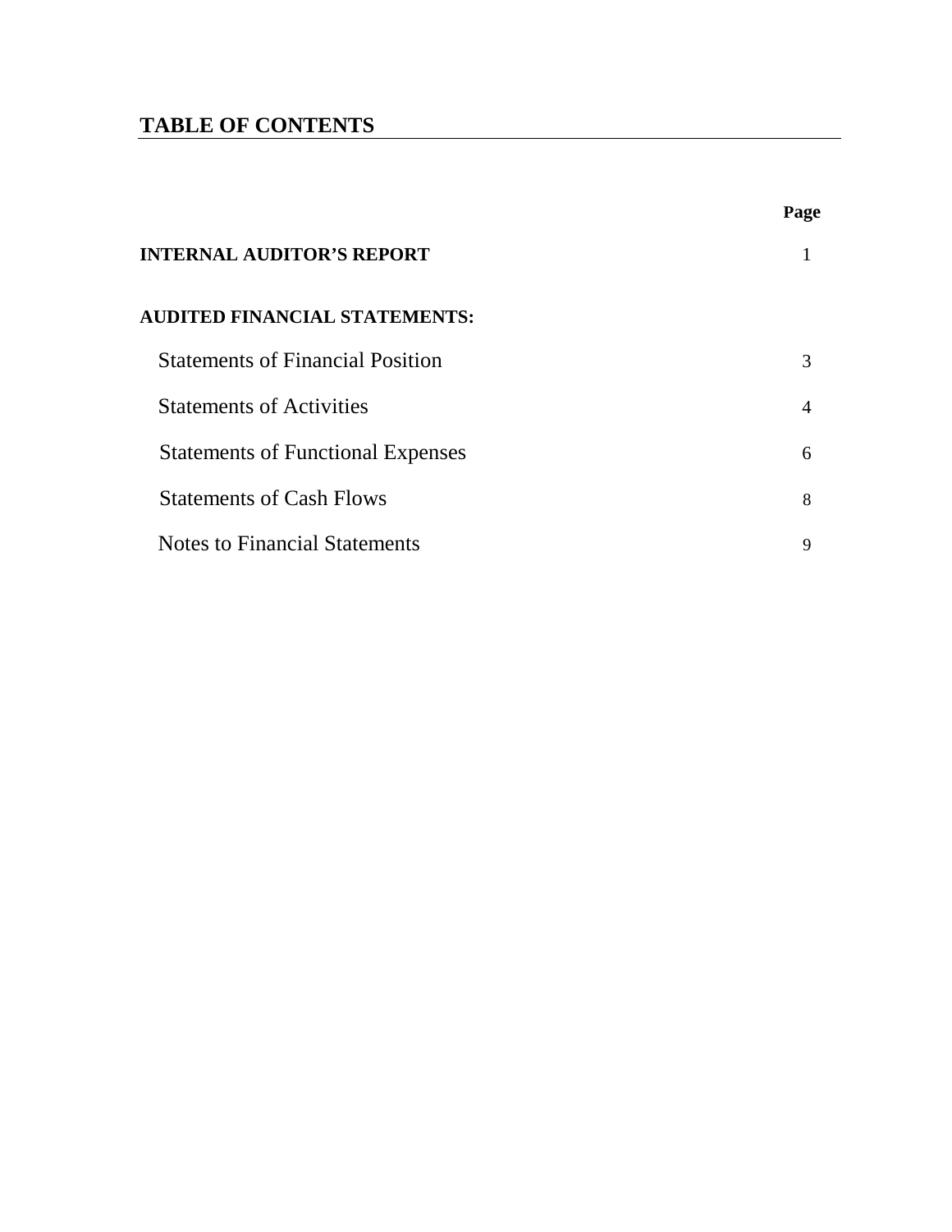## TABLE OF CONTENTS

| | Page |
|---|---|
| **INTERNAL AUDITOR'S REPORT** | 1 |
| **AUDITED FINANCIAL STATEMENTS:** | |
| Statements of Financial Position | 3 |
| Statements of Activities | 4 |
| Statements of Functional Expenses | 6 |
| Statements of Cash Flows | 8 |
| Notes to Financial Statements | 9 |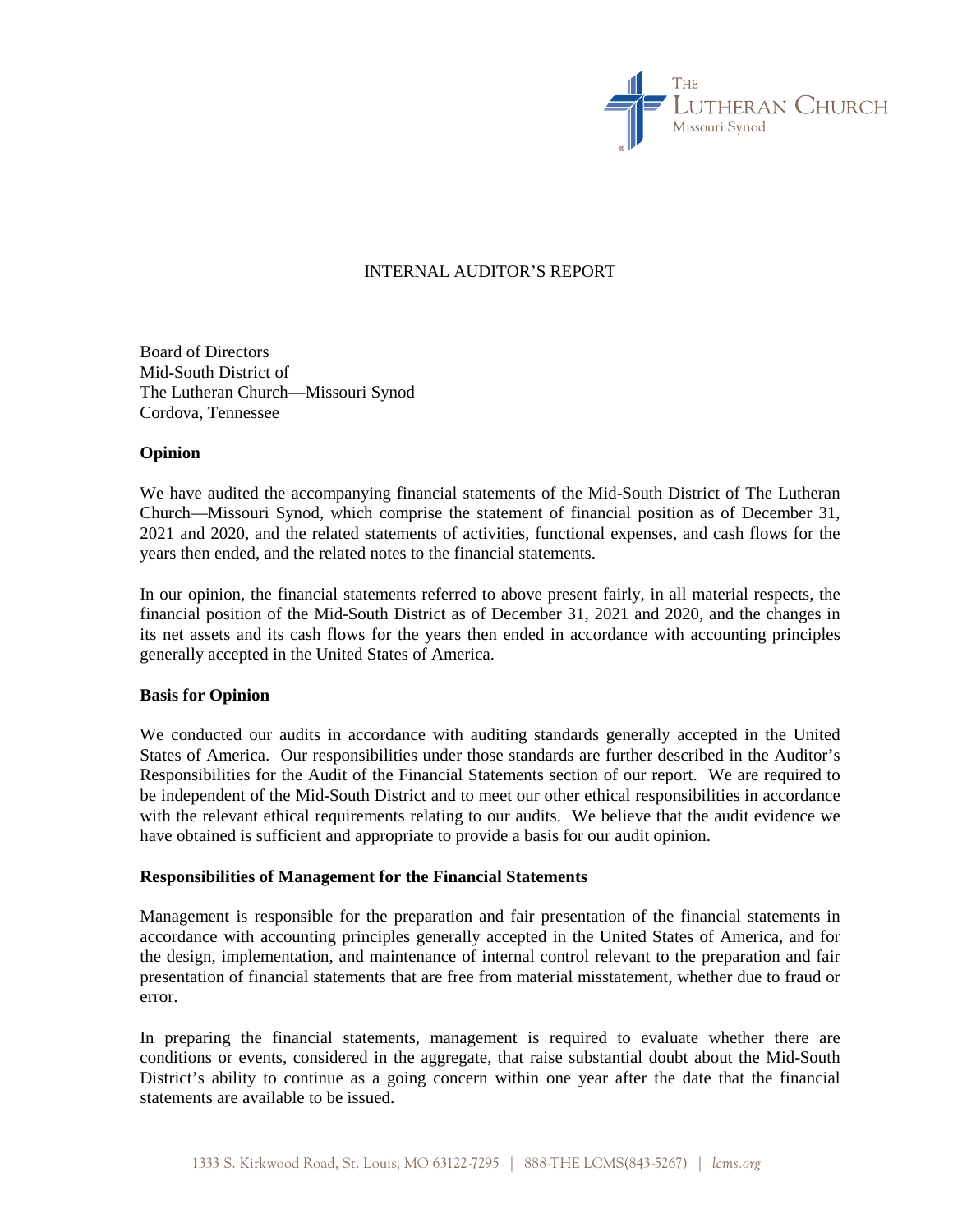# INTERNAL AUDITOR'S REPORT

Board of Directors
Mid-South District of
The Lutheran Church—Missouri Synod
Cordova, Tennessee

## Opinion

We have audited the accompanying financial statements of the Mid-South District of The Lutheran Church—Missouri Synod, which comprise the statement of financial position as of December 31, 2021 and 2020, and the related statements of activities, functional expenses, and cash flows for the years then ended, and the related notes to the financial statements.

In our opinion, the financial statements referred to above present fairly, in all material respects, the financial position of the Mid-South District as of December 31, 2021 and 2020, and the changes in its net assets and its cash flows for the years then ended in accordance with accounting principles generally accepted in the United States of America.

## Basis for Opinion

We conducted our audits in accordance with auditing standards generally accepted in the United States of America. Our responsibilities under those standards are further described in the Auditor's Responsibilities for the Audit of the Financial Statements section of our report. We are required to be independent of the Mid-South District and to meet our other ethical responsibilities in accordance with the relevant ethical requirements relating to our audits. We believe that the audit evidence we have obtained is sufficient and appropriate to provide a basis for our audit opinion.

## Responsibilities of Management for the Financial Statements

Management is responsible for the preparation and fair presentation of the financial statements in accordance with accounting principles generally accepted in the United States of America, and for the design, implementation, and maintenance of internal control relevant to the preparation and fair presentation of financial statements that are free from material misstatement, whether due to fraud or error.

In preparing the financial statements, management is required to evaluate whether there are conditions or events, considered in the aggregate, that raise substantial doubt about the Mid-South District's ability to continue as a going concern within one year after the date that the financial statements are available to be issued.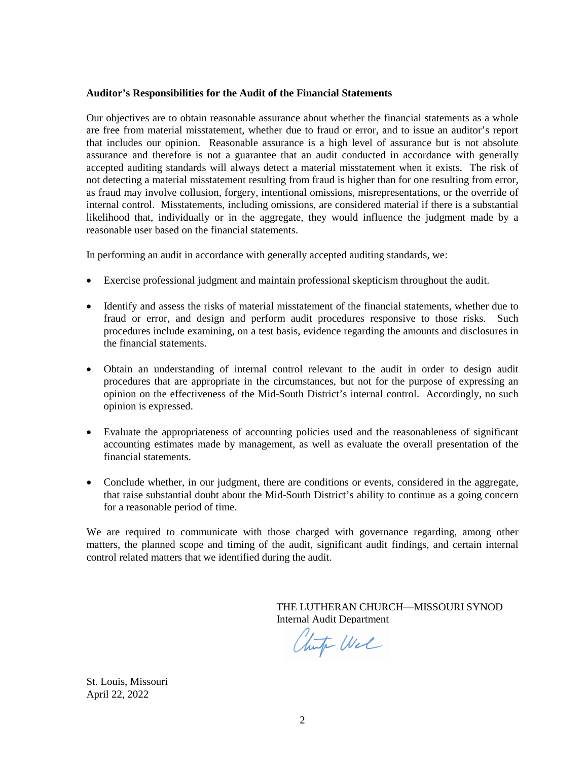**Auditor's Responsibilities for the Audit of the Financial Statements**

Our objectives are to obtain reasonable assurance about whether the financial statements as a whole are free from material misstatement, whether due to fraud or error, and to issue an auditor's report that includes our opinion. Reasonable assurance is a high level of assurance but is not absolute assurance and therefore is not a guarantee that an audit conducted in accordance with generally accepted auditing standards will always detect a material misstatement when it exists. The risk of not detecting a material misstatement resulting from fraud is higher than for one resulting from error, as fraud may involve collusion, forgery, intentional omissions, misrepresentations, or the override of internal control. Misstatements, including omissions, are considered material if there is a substantial likelihood that, individually or in the aggregate, they would influence the judgment made by a reasonable user based on the financial statements.

In performing an audit in accordance with generally accepted auditing standards, we:

- Exercise professional judgment and maintain professional skepticism throughout the audit.

- Identify and assess the risks of material misstatement of the financial statements, whether due to fraud or error, and design and perform audit procedures responsive to those risks. Such procedures include examining, on a test basis, evidence regarding the amounts and disclosures in the financial statements.

- Obtain an understanding of internal control relevant to the audit in order to design audit procedures that are appropriate in the circumstances, but not for the purpose of expressing an opinion on the effectiveness of the Mid-South District's internal control. Accordingly, no such opinion is expressed.

- Evaluate the appropriateness of accounting policies used and the reasonableness of significant accounting estimates made by management, as well as evaluate the overall presentation of the financial statements.

- Conclude whether, in our judgment, there are conditions or events, considered in the aggregate, that raise substantial doubt about the Mid-South District's ability to continue as a going concern for a reasonable period of time.

We are required to communicate with those charged with governance regarding, among other matters, the planned scope and timing of the audit, significant audit findings, and certain internal control related matters that we identified during the audit.

THE LUTHERAN CHURCH—MISSOURI SYNOD
Internal Audit Department

St. Louis, Missouri
April 22, 2022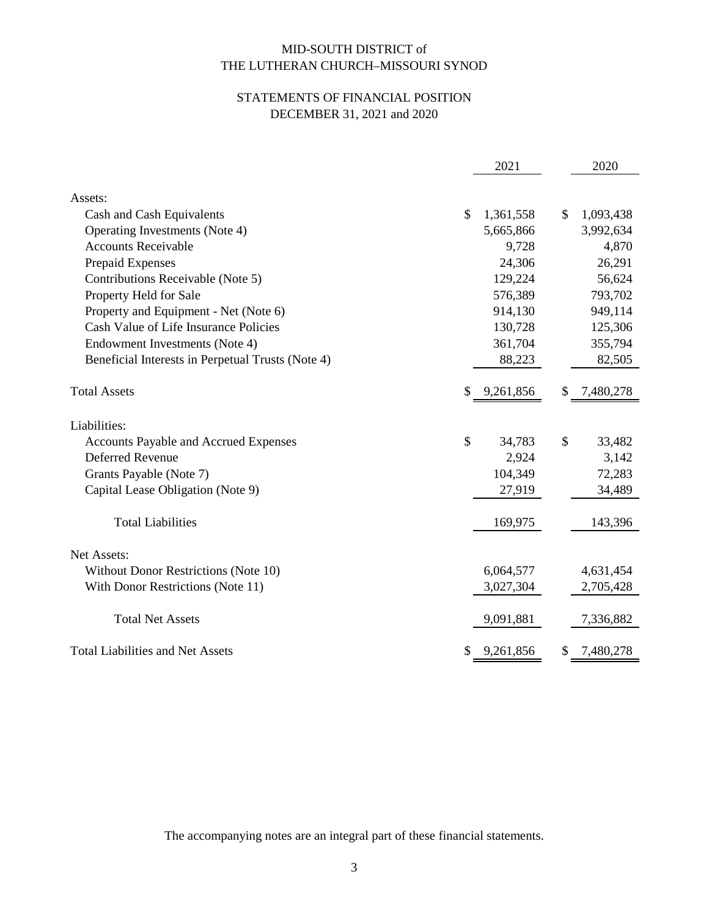# MID-SOUTH DISTRICT of THE LUTHERAN CHURCH–MISSOURI SYNOD

## STATEMENTS OF FINANCIAL POSITION
## DECEMBER 31, 2021 and 2020

| | 2021 | 2020 |
|---|---|---|
| **Assets:** | | |
| Cash and Cash Equivalents | $ 1,361,558 | $ 1,093,438 |
| Operating Investments (Note 4) | 5,665,866 | 3,992,634 |
| Accounts Receivable | 9,728 | 4,870 |
| Prepaid Expenses | 24,306 | 26,291 |
| Contributions Receivable (Note 5) | 129,224 | 56,624 |
| Property Held for Sale | 576,389 | 793,702 |
| Property and Equipment - Net (Note 6) | 914,130 | 949,114 |
| Cash Value of Life Insurance Policies | 130,728 | 125,306 |
| Endowment Investments (Note 4) | 361,704 | 355,794 |
| Beneficial Interests in Perpetual Trusts (Note 4) | 88,223 | 82,505 |
| Total Assets | $ 9,261,856 | $ 7,480,278 |
| **Liabilities:** | | |
| Accounts Payable and Accrued Expenses | $ 34,783 | $ 33,482 |
| Deferred Revenue | 2,924 | 3,142 |
| Grants Payable (Note 7) | 104,349 | 72,283 |
| Capital Lease Obligation (Note 9) | 27,919 | 34,489 |
| Total Liabilities | 169,975 | 143,396 |
| **Net Assets:** | | |
| Without Donor Restrictions (Note 10) | 6,064,577 | 4,631,454 |
| With Donor Restrictions (Note 11) | 3,027,304 | 2,705,428 |
| Total Net Assets | 9,091,881 | 7,336,882 |
| Total Liabilities and Net Assets | $ 9,261,856 | $ 7,480,278 |

The accompanying notes are an integral part of these financial statements.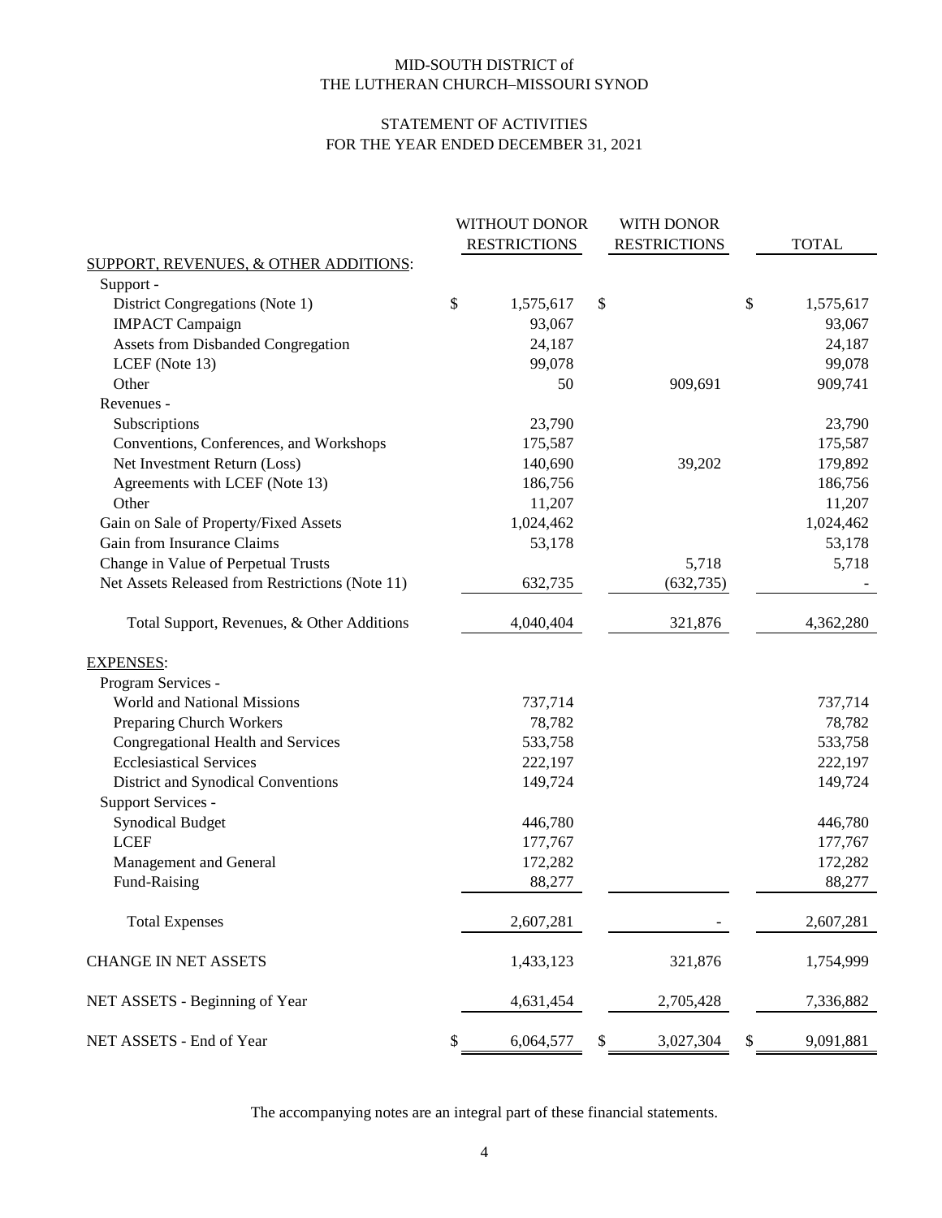MID-SOUTH DISTRICT of
THE LUTHERAN CHURCH–MISSOURI SYNOD

STATEMENT OF ACTIVITIES
FOR THE YEAR ENDED DECEMBER 31, 2021

| | WITHOUT DONOR RESTRICTIONS | WITH DONOR RESTRICTIONS | TOTAL |
|---|---|---|---|
| SUPPORT, REVENUES, & OTHER ADDITIONS: | | | |
| Support - | | | |
| District Congregations (Note 1) | $ 1,575,617 | $ | $ 1,575,617 |
| IMPACT Campaign | 93,067 | | 93,067 |
| Assets from Disbanded Congregation | 24,187 | | 24,187 |
| LCEF (Note 13) | 99,078 | | 99,078 |
| Other | 50 | 909,691 | 909,741 |
| Revenues - | | | |
| Subscriptions | 23,790 | | 23,790 |
| Conventions, Conferences, and Workshops | 175,587 | | 175,587 |
| Net Investment Return (Loss) | 140,690 | 39,202 | 179,892 |
| Agreements with LCEF (Note 13) | 186,756 | | 186,756 |
| Other | 11,207 | | 11,207 |
| Gain on Sale of Property/Fixed Assets | 1,024,462 | | 1,024,462 |
| Gain from Insurance Claims | 53,178 | | 53,178 |
| Change in Value of Perpetual Trusts | | 5,718 | 5,718 |
| Net Assets Released from Restrictions (Note 11) | 632,735 | (632,735) | - |
| Total Support, Revenues, & Other Additions | 4,040,404 | 321,876 | 4,362,280 |
| EXPENSES: | | | |
| Program Services - | | | |
| World and National Missions | 737,714 | | 737,714 |
| Preparing Church Workers | 78,782 | | 78,782 |
| Congregational Health and Services | 533,758 | | 533,758 |
| Ecclesiastical Services | 222,197 | | 222,197 |
| District and Synodical Conventions | 149,724 | | 149,724 |
| Support Services - | | | |
| Synodical Budget | 446,780 | | 446,780 |
| LCEF | 177,767 | | 177,767 |
| Management and General | 172,282 | | 172,282 |
| Fund-Raising | 88,277 | | 88,277 |
| Total Expenses | 2,607,281 | - | 2,607,281 |
| CHANGE IN NET ASSETS | 1,433,123 | 321,876 | 1,754,999 |
| NET ASSETS - Beginning of Year | 4,631,454 | 2,705,428 | 7,336,882 |
| NET ASSETS - End of Year | $ 6,064,577 | $ 3,027,304 | $ 9,091,881 |

The accompanying notes are an integral part of these financial statements.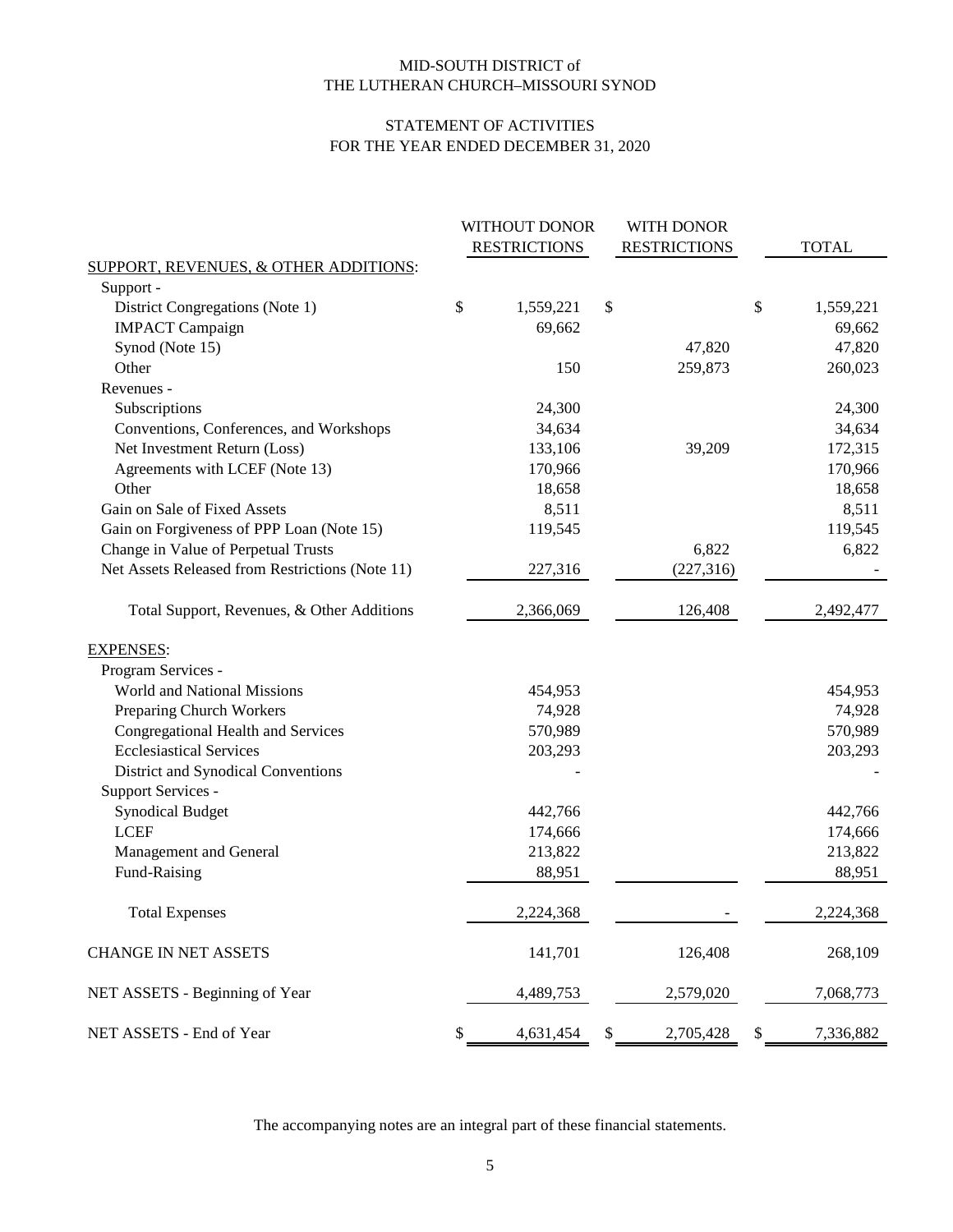MID-SOUTH DISTRICT of
THE LUTHERAN CHURCH–MISSOURI SYNOD

STATEMENT OF ACTIVITIES
FOR THE YEAR ENDED DECEMBER 31, 2020

| | WITHOUT DONOR RESTRICTIONS | WITH DONOR RESTRICTIONS | TOTAL |
|---|---|---|---|
| SUPPORT, REVENUES, & OTHER ADDITIONS: | | | |
| Support - | | | |
| District Congregations (Note 1) | $ 1,559,221 | $ | $ 1,559,221 |
| IMPACT Campaign | 69,662 | | 69,662 |
| Synod (Note 15) | | 47,820 | 47,820 |
| Other | 150 | 259,873 | 260,023 |
| Revenues - | | | |
| Subscriptions | 24,300 | | 24,300 |
| Conventions, Conferences, and Workshops | 34,634 | | 34,634 |
| Net Investment Return (Loss) | 133,106 | 39,209 | 172,315 |
| Agreements with LCEF (Note 13) | 170,966 | | 170,966 |
| Other | 18,658 | | 18,658 |
| Gain on Sale of Fixed Assets | 8,511 | | 8,511 |
| Gain on Forgiveness of PPP Loan (Note 15) | 119,545 | | 119,545 |
| Change in Value of Perpetual Trusts | | 6,822 | 6,822 |
| Net Assets Released from Restrictions (Note 11) | 227,316 | (227,316) | - |
| Total Support, Revenues, & Other Additions | 2,366,069 | 126,408 | 2,492,477 |
| EXPENSES: | | | |
| Program Services - | | | |
| World and National Missions | 454,953 | | 454,953 |
| Preparing Church Workers | 74,928 | | 74,928 |
| Congregational Health and Services | 570,989 | | 570,989 |
| Ecclesiastical Services | 203,293 | | 203,293 |
| District and Synodical Conventions | - | | - |
| Support Services - | | | |
| Synodical Budget | 442,766 | | 442,766 |
| LCEF | 174,666 | | 174,666 |
| Management and General | 213,822 | | 213,822 |
| Fund-Raising | 88,951 | | 88,951 |
| Total Expenses | 2,224,368 | - | 2,224,368 |
| CHANGE IN NET ASSETS | 141,701 | 126,408 | 268,109 |
| NET ASSETS - Beginning of Year | 4,489,753 | 2,579,020 | 7,068,773 |
| NET ASSETS - End of Year | $ 4,631,454 | $ 2,705,428 | $ 7,336,882 |

The accompanying notes are an integral part of these financial statements.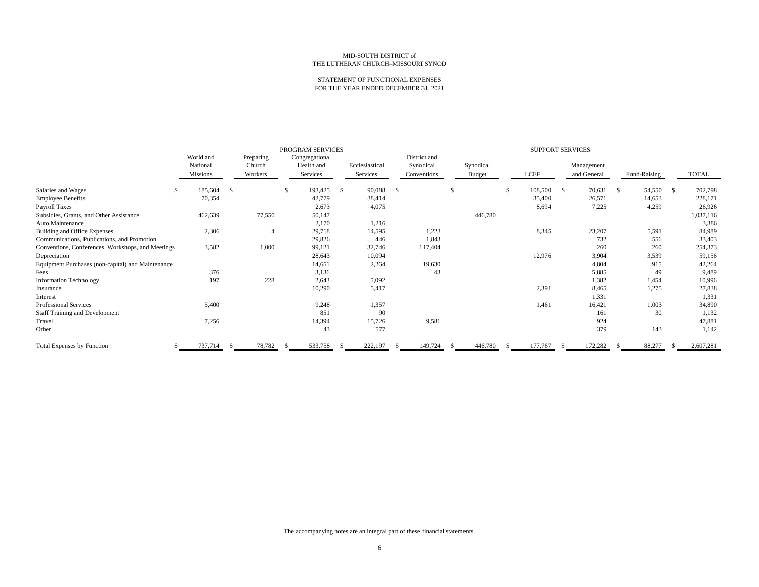MID-SOUTH DISTRICT of
THE LUTHERAN CHURCH–MISSOURI SYNOD

STATEMENT OF FUNCTIONAL EXPENSES
FOR THE YEAR ENDED DECEMBER 31, 2021

| | PROGRAM SERVICES | | | | | SUPPORT SERVICES | | | | |
|---|---|---|---|---|---|---|---|---|---|---|
| | World and National Missions | Preparing Church Workers | Congregational Health and Services | Ecclesiastical Services | District and Synodical Conventions | Synodical Budget | LCEF | Management and General | Fund-Raising | TOTAL |
| Salaries and Wages | $ 185,604 | $ | $ 193,425 | $ 90,088 | $ | $ | $ 108,500 | $ 70,631 | $ 54,550 | $ 702,798 |
| Employee Benefits | 70,354 | | 42,779 | 38,414 | | | 35,400 | 26,571 | 14,653 | 228,171 |
| Payroll Taxes | | | 2,673 | 4,075 | | | 8,694 | 7,225 | 4,259 | 26,926 |
| Subsidies, Grants, and Other Assistance | 462,639 | 77,550 | 50,147 | | | 446,780 | | | | 1,037,116 |
| Auto Maintenance | | | 2,170 | 1,216 | | | | | | 3,386 |
| Building and Office Expenses | 2,306 | 4 | 29,718 | 14,595 | 1,223 | | 8,345 | 23,207 | 5,591 | 84,989 |
| Communications, Publications, and Promotion | | | 29,826 | 446 | 1,843 | | | 732 | 556 | 33,403 |
| Conventions, Conferences, Workshops, and Meetings | 3,582 | 1,000 | 99,121 | 32,746 | 117,404 | | | 260 | 260 | 254,373 |
| Depreciation | | | 28,643 | 10,094 | | | 12,976 | 3,904 | 3,539 | 59,156 |
| Equipment Purchases (non-capital) and Maintenance | | | 14,651 | 2,264 | 19,630 | | | 4,804 | 915 | 42,264 |
| Fees | 376 | | 3,136 | | 43 | | | 5,885 | 49 | 9,489 |
| Information Technology | 197 | 228 | 2,643 | 5,092 | | | | 1,382 | 1,454 | 10,996 |
| Insurance | | | 10,290 | 5,417 | | | 2,391 | 8,465 | 1,275 | 27,838 |
| Interest | | | | | | | | 1,331 | | 1,331 |
| Professional Services | 5,400 | | 9,248 | 1,357 | | | 1,461 | 16,421 | 1,003 | 34,890 |
| Staff Training and Development | | | 851 | 90 | | | | 161 | 30 | 1,132 |
| Travel | 7,256 | | 14,394 | 15,726 | 9,581 | | | 924 | | 47,881 |
| Other | | | 43 | 577 | | | | 379 | 143 | 1,142 |
| Total Expenses by Function | $ 737,714 | $ 78,782 | $ 533,758 | $ 222,197 | $ 149,724 | $ 446,780 | $ 177,767 | $ 172,282 | $ 88,277 | $ 2,607,281 |

The accompanying notes are an integral part of these financial statements.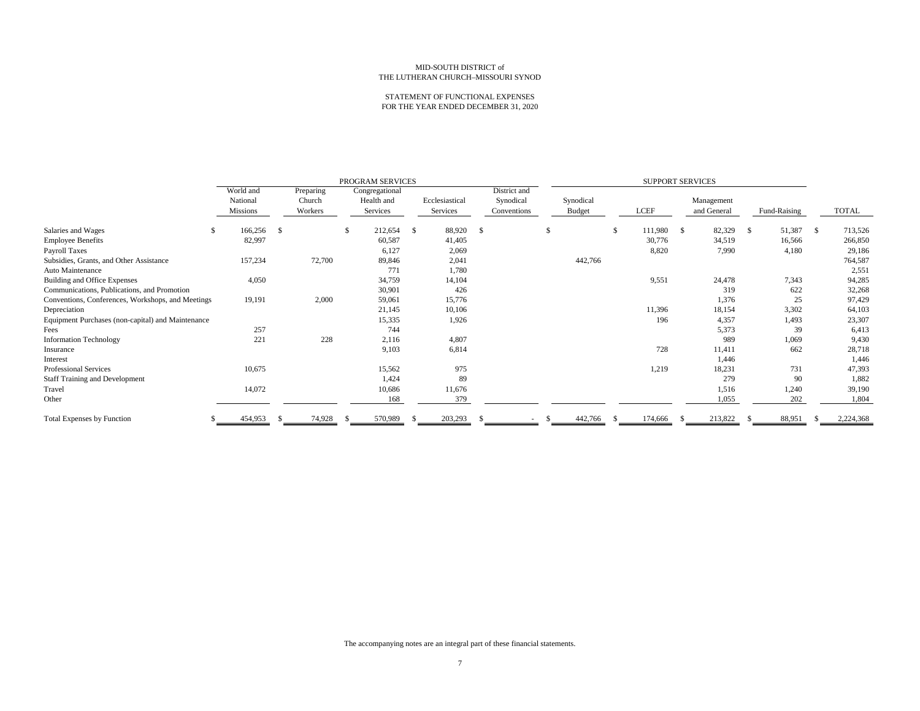MID-SOUTH DISTRICT of
THE LUTHERAN CHURCH–MISSOURI SYNOD

STATEMENT OF FUNCTIONAL EXPENSES
FOR THE YEAR ENDED DECEMBER 31, 2020

| | PROGRAM SERVICES | | | | | SUPPORT SERVICES | | | | |
|---|---|---|---|---|---|---|---|---|---|---|
| | World and National Missions | Preparing Church Workers | Congregational Health and Services | Ecclesiastical Services | District and Synodical Conventions | Synodical Budget | LCEF | Management and General | Fund-Raising | TOTAL |
| Salaries and Wages | $ 166,256 | $ | $ 212,654 | $ 88,920 | $ | $ | $ 111,980 | $ 82,329 | $ 51,387 | $ 713,526 |
| Employee Benefits | 82,997 | | 60,587 | 41,405 | | | 30,776 | 34,519 | 16,566 | 266,850 |
| Payroll Taxes | | | 6,127 | 2,069 | | | 8,820 | 7,990 | 4,180 | 29,186 |
| Subsidies, Grants, and Other Assistance | 157,234 | 72,700 | 89,846 | 2,041 | | 442,766 | | | | 764,587 |
| Auto Maintenance | | | 771 | 1,780 | | | | | | 2,551 |
| Building and Office Expenses | 4,050 | | 34,759 | 14,104 | | | 9,551 | 24,478 | 7,343 | 94,285 |
| Communications, Publications, and Promotion | | | 30,901 | 426 | | | | 319 | 622 | 32,268 |
| Conventions, Conferences, Workshops, and Meetings | 19,191 | 2,000 | 59,061 | 15,776 | | | | 1,376 | 25 | 97,429 |
| Depreciation | | | 21,145 | 10,106 | | | 11,396 | 18,154 | 3,302 | 64,103 |
| Equipment Purchases (non-capital) and Maintenance | | | 15,335 | 1,926 | | | 196 | 4,357 | 1,493 | 23,307 |
| Fees | 257 | | 744 | | | | | 5,373 | 39 | 6,413 |
| Information Technology | 221 | 228 | 2,116 | 4,807 | | | | 989 | 1,069 | 9,430 |
| Insurance | | | 9,103 | 6,814 | | | 728 | 11,411 | 662 | 28,718 |
| Interest | | | | | | | | 1,446 | | 1,446 |
| Professional Services | 10,675 | | 15,562 | 975 | | | 1,219 | 18,231 | 731 | 47,393 |
| Staff Training and Development | | | 1,424 | 89 | | | | 279 | 90 | 1,882 |
| Travel | 14,072 | | 10,686 | 11,676 | | | | 1,516 | 1,240 | 39,190 |
| Other | | | 168 | 379 | | | | 1,055 | 202 | 1,804 |
| Total Expenses by Function | $ 454,953 | $ 74,928 | $ 570,989 | $ 203,293 | $ - | $ 442,766 | $ 174,666 | $ 213,822 | $ 88,951 | $ 2,224,368 |

The accompanying notes are an integral part of these financial statements.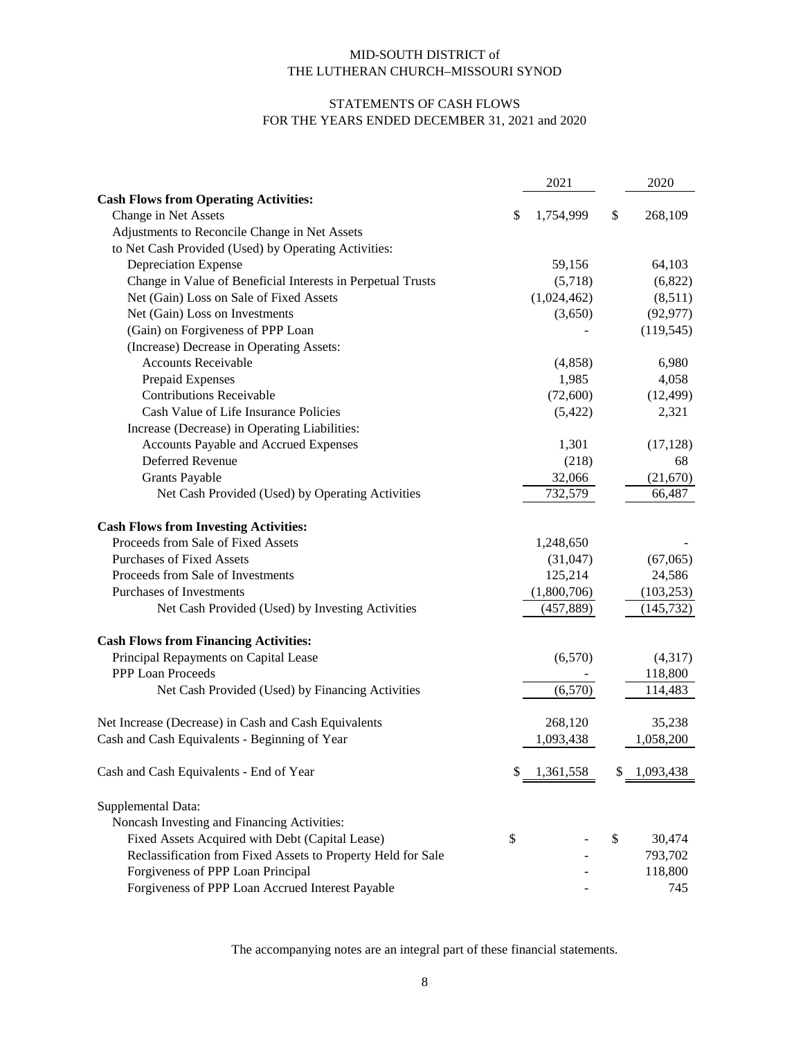MID-SOUTH DISTRICT of
THE LUTHERAN CHURCH–MISSOURI SYNOD

STATEMENTS OF CASH FLOWS
FOR THE YEARS ENDED DECEMBER 31, 2021 and 2020

| | 2021 | 2020 |
|---|---|---|
| **Cash Flows from Operating Activities:** | | |
| Change in Net Assets | $ 1,754,999 | $ 268,109 |
| Adjustments to Reconcile Change in Net Assets | | |
| to Net Cash Provided (Used) by Operating Activities: | | |
| Depreciation Expense | 59,156 | 64,103 |
| Change in Value of Beneficial Interests in Perpetual Trusts | (5,718) | (6,822) |
| Net (Gain) Loss on Sale of Fixed Assets | (1,024,462) | (8,511) |
| Net (Gain) Loss on Investments | (3,650) | (92,977) |
| (Gain) on Forgiveness of PPP Loan | - | (119,545) |
| (Increase) Decrease in Operating Assets: | | |
| Accounts Receivable | (4,858) | 6,980 |
| Prepaid Expenses | 1,985 | 4,058 |
| Contributions Receivable | (72,600) | (12,499) |
| Cash Value of Life Insurance Policies | (5,422) | 2,321 |
| Increase (Decrease) in Operating Liabilities: | | |
| Accounts Payable and Accrued Expenses | 1,301 | (17,128) |
| Deferred Revenue | (218) | 68 |
| Grants Payable | 32,066 | (21,670) |
| Net Cash Provided (Used) by Operating Activities | 732,579 | 66,487 |
| | | |
| **Cash Flows from Investing Activities:** | | |
| Proceeds from Sale of Fixed Assets | 1,248,650 | - |
| Purchases of Fixed Assets | (31,047) | (67,065) |
| Proceeds from Sale of Investments | 125,214 | 24,586 |
| Purchases of Investments | (1,800,706) | (103,253) |
| Net Cash Provided (Used) by Investing Activities | (457,889) | (145,732) |
| | | |
| **Cash Flows from Financing Activities:** | | |
| Principal Repayments on Capital Lease | (6,570) | (4,317) |
| PPP Loan Proceeds | - | 118,800 |
| Net Cash Provided (Used) by Financing Activities | (6,570) | 114,483 |
| | | |
| Net Increase (Decrease) in Cash and Cash Equivalents | 268,120 | 35,238 |
| Cash and Cash Equivalents - Beginning of Year | 1,093,438 | 1,058,200 |
| | | |
| Cash and Cash Equivalents - End of Year | $ 1,361,558 | $ 1,093,438 |
| | | |
| Supplemental Data: | | |
| Noncash Investing and Financing Activities: | | |
| Fixed Assets Acquired with Debt (Capital Lease) | $ - | $ 30,474 |
| Reclassification from Fixed Assets to Property Held for Sale | - | 793,702 |
| Forgiveness of PPP Loan Principal | - | 118,800 |
| Forgiveness of PPP Loan Accrued Interest Payable | - | 745 |

The accompanying notes are an integral part of these financial statements.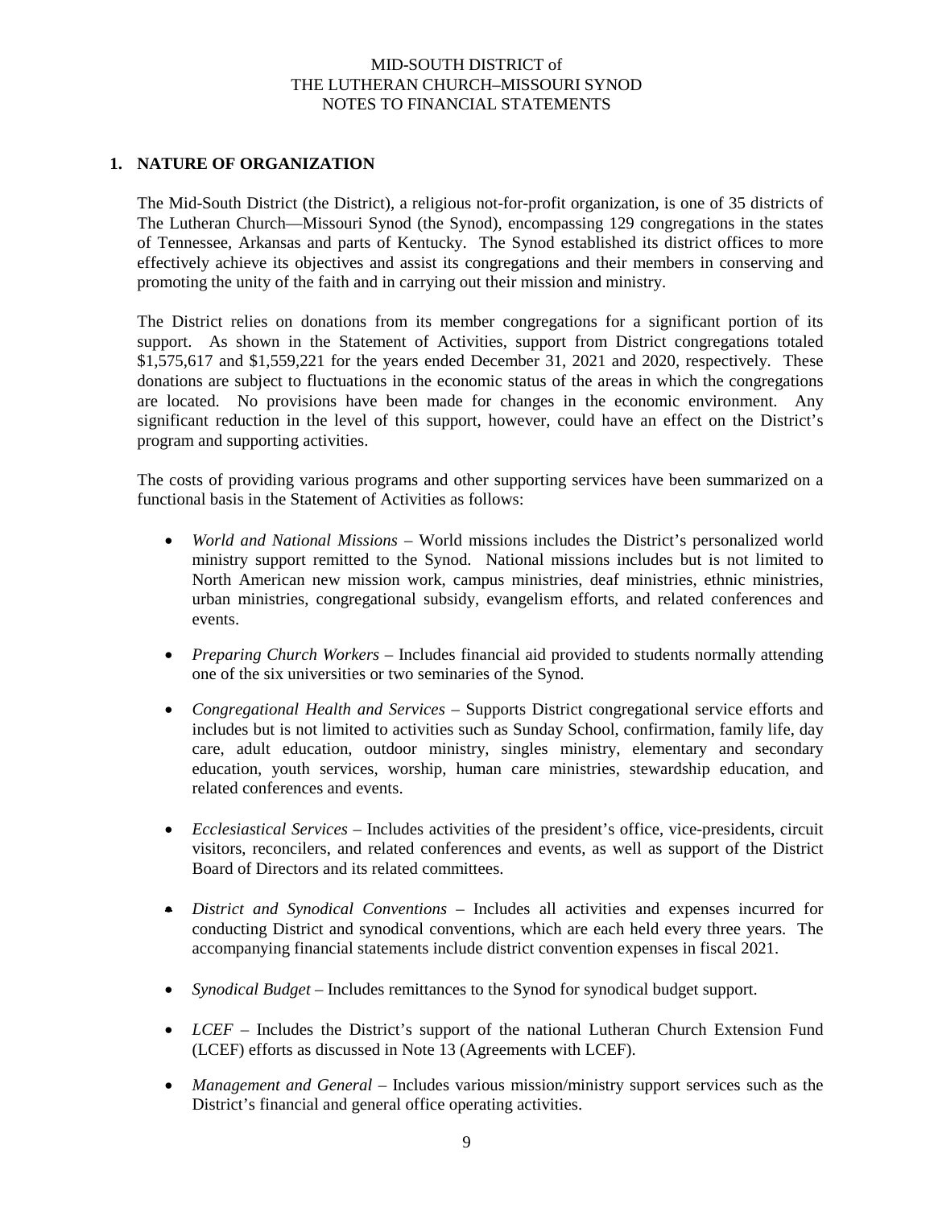MID-SOUTH DISTRICT of
THE LUTHERAN CHURCH–MISSOURI SYNOD
NOTES TO FINANCIAL STATEMENTS

## 1. NATURE OF ORGANIZATION

The Mid-South District (the District), a religious not-for-profit organization, is one of 35 districts of The Lutheran Church—Missouri Synod (the Synod), encompassing 129 congregations in the states of Tennessee, Arkansas and parts of Kentucky. The Synod established its district offices to more effectively achieve its objectives and assist its congregations and their members in conserving and promoting the unity of the faith and in carrying out their mission and ministry.

The District relies on donations from its member congregations for a significant portion of its support. As shown in the Statement of Activities, support from District congregations totaled $1,575,617 and $1,559,221 for the years ended December 31, 2021 and 2020, respectively. These donations are subject to fluctuations in the economic status of the areas in which the congregations are located. No provisions have been made for changes in the economic environment. Any significant reduction in the level of this support, however, could have an effect on the District's program and supporting activities.

The costs of providing various programs and other supporting services have been summarized on a functional basis in the Statement of Activities as follows:

- *World and National Missions* – World missions includes the District's personalized world ministry support remitted to the Synod. National missions includes but is not limited to North American new mission work, campus ministries, deaf ministries, ethnic ministries, urban ministries, congregational subsidy, evangelism efforts, and related conferences and events.

- *Preparing Church Workers* – Includes financial aid provided to students normally attending one of the six universities or two seminaries of the Synod.

- *Congregational Health and Services* – Supports District congregational service efforts and includes but is not limited to activities such as Sunday School, confirmation, family life, day care, adult education, outdoor ministry, singles ministry, elementary and secondary education, youth services, worship, human care ministries, stewardship education, and related conferences and events.

- *Ecclesiastical Services* – Includes activities of the president's office, vice-presidents, circuit visitors, reconcilers, and related conferences and events, as well as support of the District Board of Directors and its related committees.

- *District and Synodical Conventions* – Includes all activities and expenses incurred for conducting District and synodical conventions, which are each held every three years. The accompanying financial statements include district convention expenses in fiscal 2021.

- *Synodical Budget* – Includes remittances to the Synod for synodical budget support.

- *LCEF* – Includes the District's support of the national Lutheran Church Extension Fund (LCEF) efforts as discussed in Note 13 (Agreements with LCEF).

- *Management and General* – Includes various mission/ministry support services such as the District's financial and general office operating activities.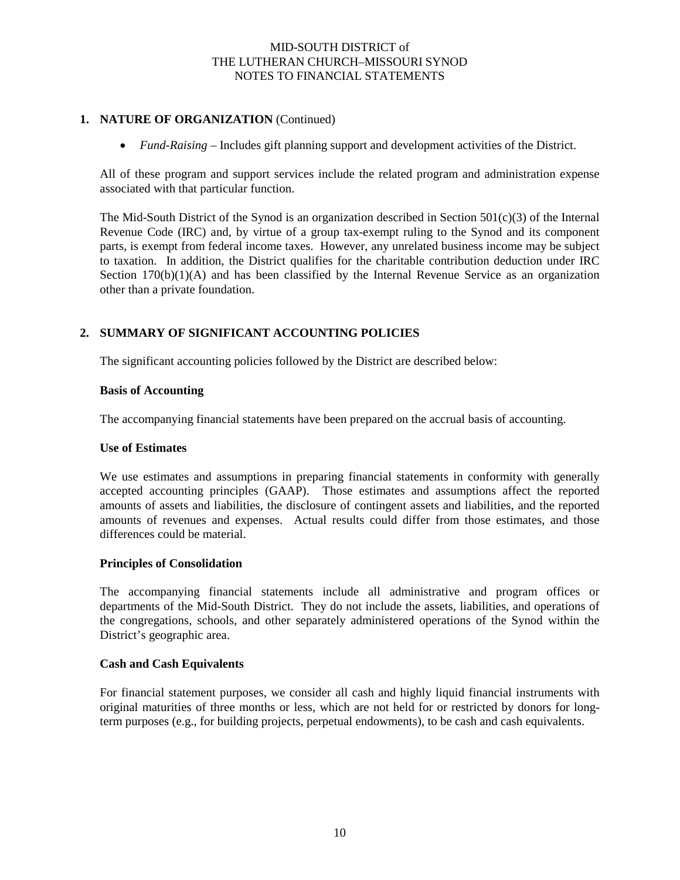## 1. NATURE OF ORGANIZATION (Continued)

- *Fund-Raising* – Includes gift planning support and development activities of the District.

All of these program and support services include the related program and administration expense associated with that particular function.

The Mid-South District of the Synod is an organization described in Section 501(c)(3) of the Internal Revenue Code (IRC) and, by virtue of a group tax-exempt ruling to the Synod and its component parts, is exempt from federal income taxes. However, any unrelated business income may be subject to taxation. In addition, the District qualifies for the charitable contribution deduction under IRC Section 170(b)(1)(A) and has been classified by the Internal Revenue Service as an organization other than a private foundation.

## 2. SUMMARY OF SIGNIFICANT ACCOUNTING POLICIES

The significant accounting policies followed by the District are described below:

### Basis of Accounting

The accompanying financial statements have been prepared on the accrual basis of accounting.

### Use of Estimates

We use estimates and assumptions in preparing financial statements in conformity with generally accepted accounting principles (GAAP). Those estimates and assumptions affect the reported amounts of assets and liabilities, the disclosure of contingent assets and liabilities, and the reported amounts of revenues and expenses. Actual results could differ from those estimates, and those differences could be material.

### Principles of Consolidation

The accompanying financial statements include all administrative and program offices or departments of the Mid-South District. They do not include the assets, liabilities, and operations of the congregations, schools, and other separately administered operations of the Synod within the District's geographic area.

### Cash and Cash Equivalents

For financial statement purposes, we consider all cash and highly liquid financial instruments with original maturities of three months or less, which are not held for or restricted by donors for long-term purposes (e.g., for building projects, perpetual endowments), to be cash and cash equivalents.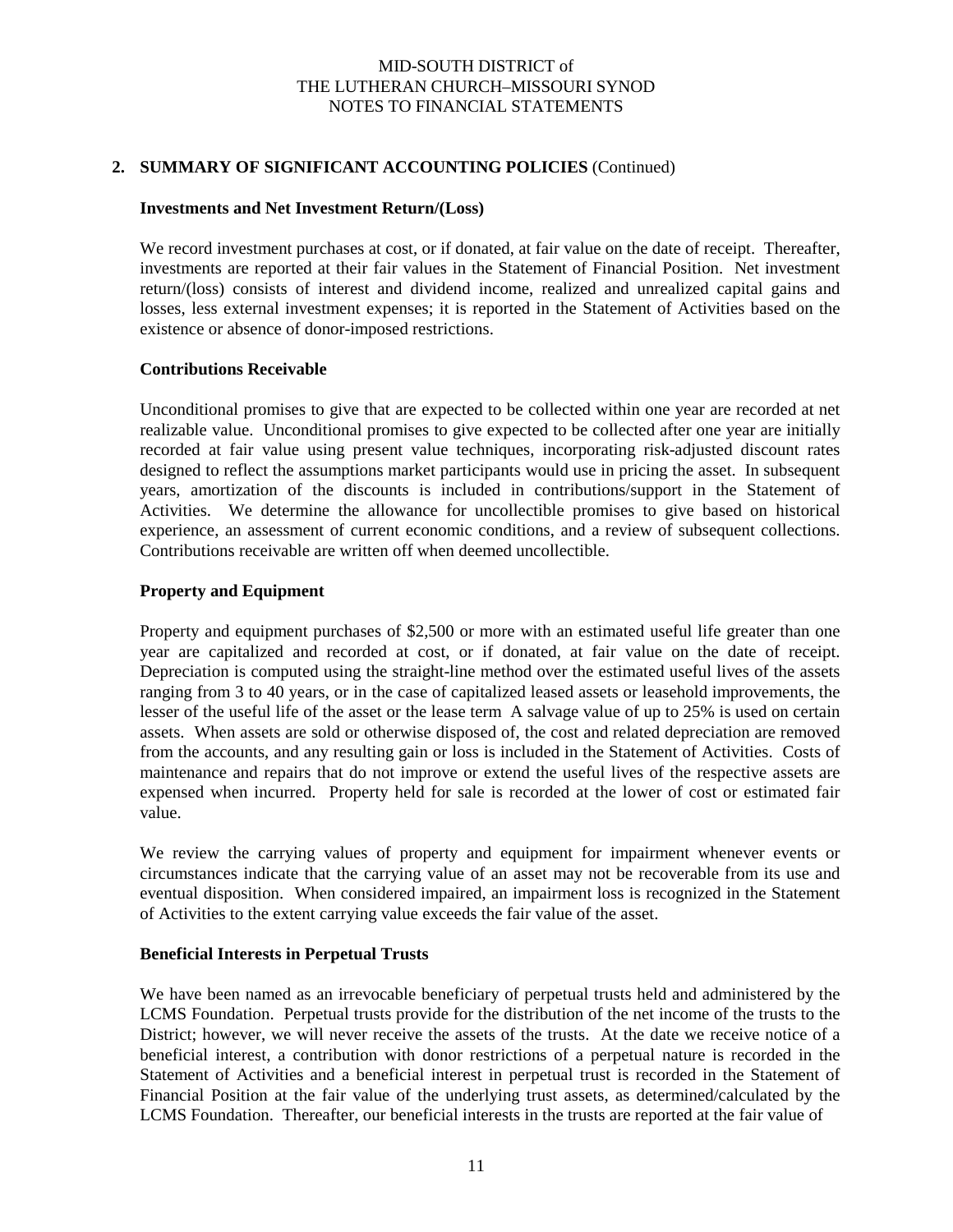## 2. SUMMARY OF SIGNIFICANT ACCOUNTING POLICIES (Continued)

### Investments and Net Investment Return/(Loss)

We record investment purchases at cost, or if donated, at fair value on the date of receipt. Thereafter, investments are reported at their fair values in the Statement of Financial Position. Net investment return/(loss) consists of interest and dividend income, realized and unrealized capital gains and losses, less external investment expenses; it is reported in the Statement of Activities based on the existence or absence of donor-imposed restrictions.

### Contributions Receivable

Unconditional promises to give that are expected to be collected within one year are recorded at net realizable value. Unconditional promises to give expected to be collected after one year are initially recorded at fair value using present value techniques, incorporating risk-adjusted discount rates designed to reflect the assumptions market participants would use in pricing the asset. In subsequent years, amortization of the discounts is included in contributions/support in the Statement of Activities. We determine the allowance for uncollectible promises to give based on historical experience, an assessment of current economic conditions, and a review of subsequent collections. Contributions receivable are written off when deemed uncollectible.

### Property and Equipment

Property and equipment purchases of $2,500 or more with an estimated useful life greater than one year are capitalized and recorded at cost, or if donated, at fair value on the date of receipt. Depreciation is computed using the straight-line method over the estimated useful lives of the assets ranging from 3 to 40 years, or in the case of capitalized leased assets or leasehold improvements, the lesser of the useful life of the asset or the lease term A salvage value of up to 25% is used on certain assets. When assets are sold or otherwise disposed of, the cost and related depreciation are removed from the accounts, and any resulting gain or loss is included in the Statement of Activities. Costs of maintenance and repairs that do not improve or extend the useful lives of the respective assets are expensed when incurred. Property held for sale is recorded at the lower of cost or estimated fair value.

We review the carrying values of property and equipment for impairment whenever events or circumstances indicate that the carrying value of an asset may not be recoverable from its use and eventual disposition. When considered impaired, an impairment loss is recognized in the Statement of Activities to the extent carrying value exceeds the fair value of the asset.

### Beneficial Interests in Perpetual Trusts

We have been named as an irrevocable beneficiary of perpetual trusts held and administered by the LCMS Foundation. Perpetual trusts provide for the distribution of the net income of the trusts to the District; however, we will never receive the assets of the trusts. At the date we receive notice of a beneficial interest, a contribution with donor restrictions of a perpetual nature is recorded in the Statement of Activities and a beneficial interest in perpetual trust is recorded in the Statement of Financial Position at the fair value of the underlying trust assets, as determined/calculated by the LCMS Foundation. Thereafter, our beneficial interests in the trusts are reported at the fair value of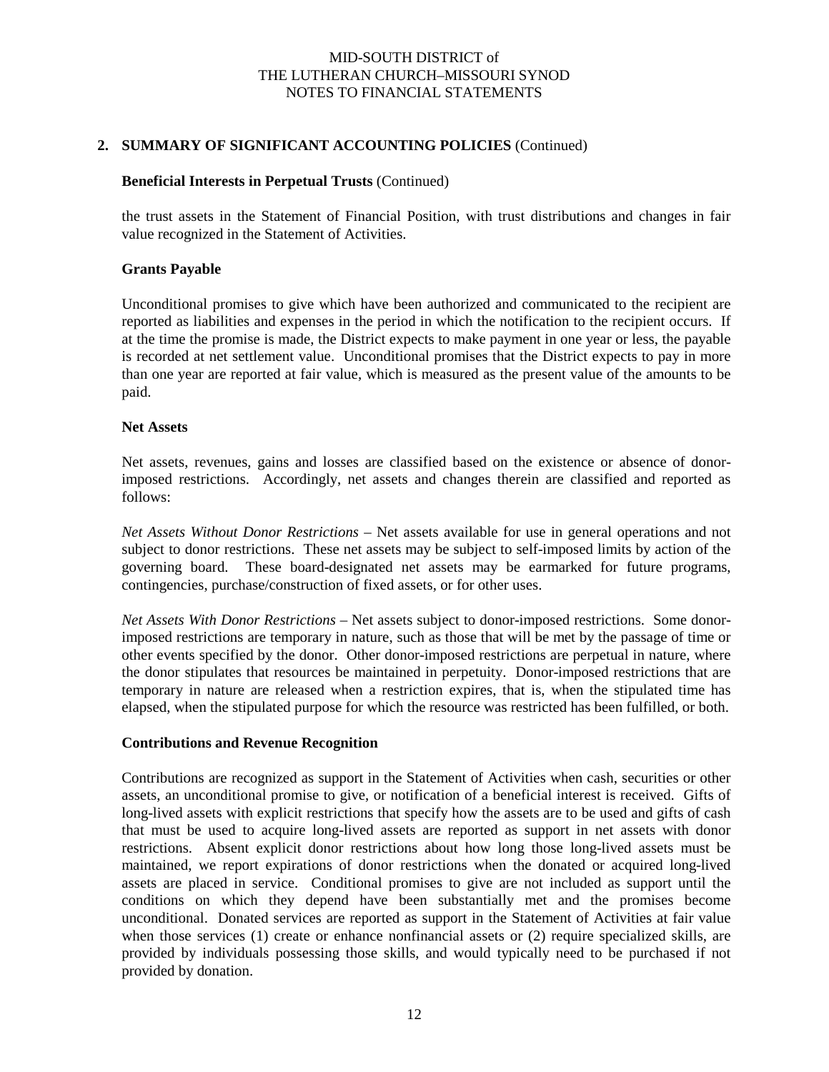## 2. SUMMARY OF SIGNIFICANT ACCOUNTING POLICIES (Continued)

### Beneficial Interests in Perpetual Trusts (Continued)

the trust assets in the Statement of Financial Position, with trust distributions and changes in fair value recognized in the Statement of Activities.

### Grants Payable

Unconditional promises to give which have been authorized and communicated to the recipient are reported as liabilities and expenses in the period in which the notification to the recipient occurs. If at the time the promise is made, the District expects to make payment in one year or less, the payable is recorded at net settlement value. Unconditional promises that the District expects to pay in more than one year are reported at fair value, which is measured as the present value of the amounts to be paid.

### Net Assets

Net assets, revenues, gains and losses are classified based on the existence or absence of donor-imposed restrictions. Accordingly, net assets and changes therein are classified and reported as follows:

*Net Assets Without Donor Restrictions* – Net assets available for use in general operations and not subject to donor restrictions. These net assets may be subject to self-imposed limits by action of the governing board. These board-designated net assets may be earmarked for future programs, contingencies, purchase/construction of fixed assets, or for other uses.

*Net Assets With Donor Restrictions* – Net assets subject to donor-imposed restrictions. Some donor-imposed restrictions are temporary in nature, such as those that will be met by the passage of time or other events specified by the donor. Other donor-imposed restrictions are perpetual in nature, where the donor stipulates that resources be maintained in perpetuity. Donor-imposed restrictions that are temporary in nature are released when a restriction expires, that is, when the stipulated time has elapsed, when the stipulated purpose for which the resource was restricted has been fulfilled, or both.

### Contributions and Revenue Recognition

Contributions are recognized as support in the Statement of Activities when cash, securities or other assets, an unconditional promise to give, or notification of a beneficial interest is received. Gifts of long-lived assets with explicit restrictions that specify how the assets are to be used and gifts of cash that must be used to acquire long-lived assets are reported as support in net assets with donor restrictions. Absent explicit donor restrictions about how long those long-lived assets must be maintained, we report expirations of donor restrictions when the donated or acquired long-lived assets are placed in service. Conditional promises to give are not included as support until the conditions on which they depend have been substantially met and the promises become unconditional. Donated services are reported as support in the Statement of Activities at fair value when those services (1) create or enhance nonfinancial assets or (2) require specialized skills, are provided by individuals possessing those skills, and would typically need to be purchased if not provided by donation.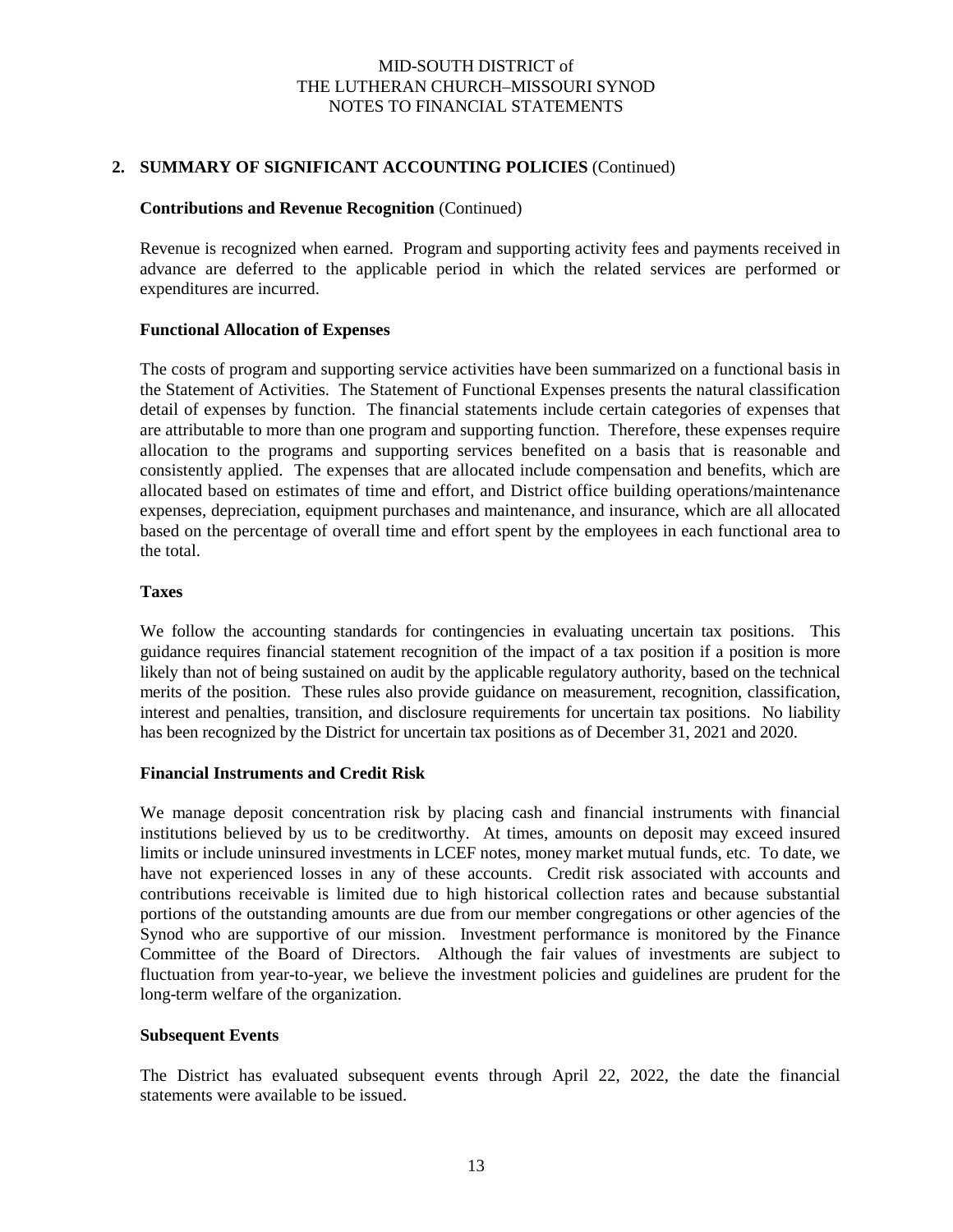## 2. SUMMARY OF SIGNIFICANT ACCOUNTING POLICIES (Continued)

### Contributions and Revenue Recognition (Continued)

Revenue is recognized when earned. Program and supporting activity fees and payments received in advance are deferred to the applicable period in which the related services are performed or expenditures are incurred.

### Functional Allocation of Expenses

The costs of program and supporting service activities have been summarized on a functional basis in the Statement of Activities. The Statement of Functional Expenses presents the natural classification detail of expenses by function. The financial statements include certain categories of expenses that are attributable to more than one program and supporting function. Therefore, these expenses require allocation to the programs and supporting services benefited on a basis that is reasonable and consistently applied. The expenses that are allocated include compensation and benefits, which are allocated based on estimates of time and effort, and District office building operations/maintenance expenses, depreciation, equipment purchases and maintenance, and insurance, which are all allocated based on the percentage of overall time and effort spent by the employees in each functional area to the total.

### Taxes

We follow the accounting standards for contingencies in evaluating uncertain tax positions. This guidance requires financial statement recognition of the impact of a tax position if a position is more likely than not of being sustained on audit by the applicable regulatory authority, based on the technical merits of the position. These rules also provide guidance on measurement, recognition, classification, interest and penalties, transition, and disclosure requirements for uncertain tax positions. No liability has been recognized by the District for uncertain tax positions as of December 31, 2021 and 2020.

### Financial Instruments and Credit Risk

We manage deposit concentration risk by placing cash and financial instruments with financial institutions believed by us to be creditworthy. At times, amounts on deposit may exceed insured limits or include uninsured investments in LCEF notes, money market mutual funds, etc. To date, we have not experienced losses in any of these accounts. Credit risk associated with accounts and contributions receivable is limited due to high historical collection rates and because substantial portions of the outstanding amounts are due from our member congregations or other agencies of the Synod who are supportive of our mission. Investment performance is monitored by the Finance Committee of the Board of Directors. Although the fair values of investments are subject to fluctuation from year-to-year, we believe the investment policies and guidelines are prudent for the long-term welfare of the organization.

### Subsequent Events

The District has evaluated subsequent events through April 22, 2022, the date the financial statements were available to be issued.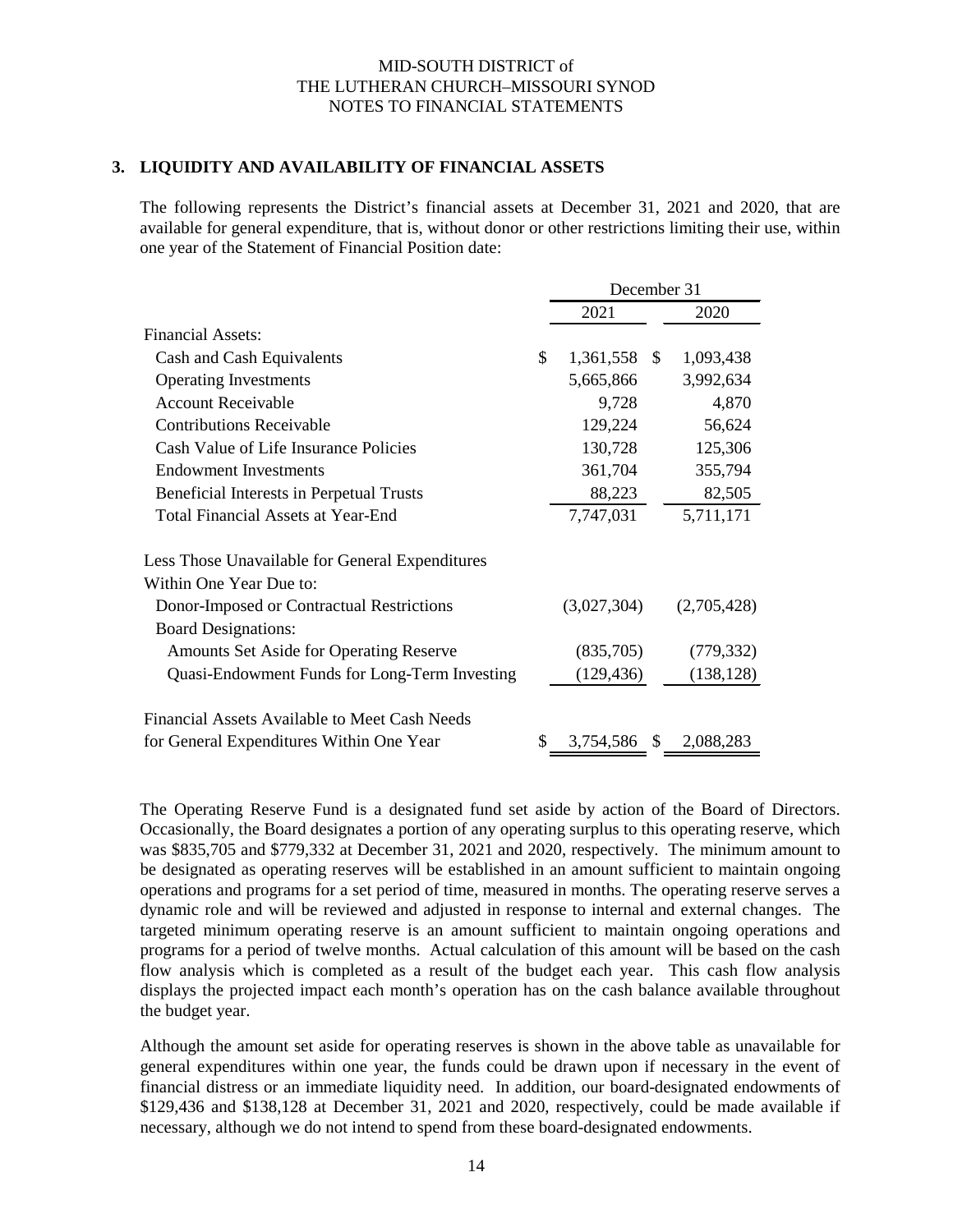## 3. LIQUIDITY AND AVAILABILITY OF FINANCIAL ASSETS

The following represents the District's financial assets at December 31, 2021 and 2020, that are available for general expenditure, that is, without donor or other restrictions limiting their use, within one year of the Statement of Financial Position date:

| | December 31 | |
|---|---|---|
| | 2021 | 2020 |
| Financial Assets: | | |
| Cash and Cash Equivalents | $ 1,361,558 | $ 1,093,438 |
| Operating Investments | 5,665,866 | 3,992,634 |
| Account Receivable | 9,728 | 4,870 |
| Contributions Receivable | 129,224 | 56,624 |
| Cash Value of Life Insurance Policies | 130,728 | 125,306 |
| Endowment Investments | 361,704 | 355,794 |
| Beneficial Interests in Perpetual Trusts | 88,223 | 82,505 |
| Total Financial Assets at Year-End | 7,747,031 | 5,711,171 |
| Less Those Unavailable for General Expenditures Within One Year Due to: | | |
| Donor-Imposed or Contractual Restrictions | (3,027,304) | (2,705,428) |
| Board Designations: | | |
| Amounts Set Aside for Operating Reserve | (835,705) | (779,332) |
| Quasi-Endowment Funds for Long-Term Investing | (129,436) | (138,128) |
| Financial Assets Available to Meet Cash Needs for General Expenditures Within One Year | $ 3,754,586 | $ 2,088,283 |

The Operating Reserve Fund is a designated fund set aside by action of the Board of Directors. Occasionally, the Board designates a portion of any operating surplus to this operating reserve, which was $835,705 and $779,332 at December 31, 2021 and 2020, respectively. The minimum amount to be designated as operating reserves will be established in an amount sufficient to maintain ongoing operations and programs for a set period of time, measured in months. The operating reserve serves a dynamic role and will be reviewed and adjusted in response to internal and external changes. The targeted minimum operating reserve is an amount sufficient to maintain ongoing operations and programs for a period of twelve months. Actual calculation of this amount will be based on the cash flow analysis which is completed as a result of the budget each year. This cash flow analysis displays the projected impact each month's operation has on the cash balance available throughout the budget year.

Although the amount set aside for operating reserves is shown in the above table as unavailable for general expenditures within one year, the funds could be drawn upon if necessary in the event of financial distress or an immediate liquidity need. In addition, our board-designated endowments of $129,436 and $138,128 at December 31, 2021 and 2020, respectively, could be made available if necessary, although we do not intend to spend from these board-designated endowments.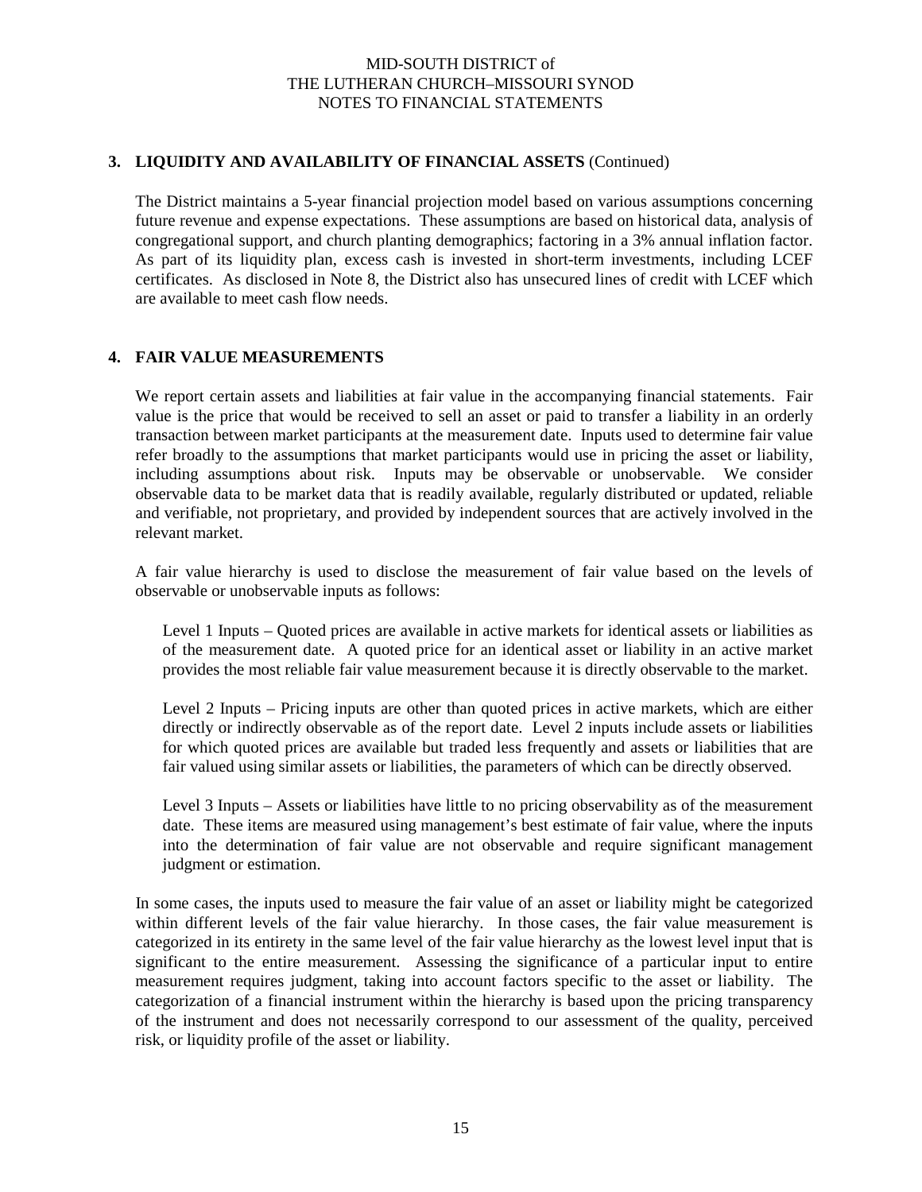## 3. LIQUIDITY AND AVAILABILITY OF FINANCIAL ASSETS (Continued)

The District maintains a 5-year financial projection model based on various assumptions concerning future revenue and expense expectations. These assumptions are based on historical data, analysis of congregational support, and church planting demographics; factoring in a 3% annual inflation factor. As part of its liquidity plan, excess cash is invested in short-term investments, including LCEF certificates. As disclosed in Note 8, the District also has unsecured lines of credit with LCEF which are available to meet cash flow needs.

## 4. FAIR VALUE MEASUREMENTS

We report certain assets and liabilities at fair value in the accompanying financial statements. Fair value is the price that would be received to sell an asset or paid to transfer a liability in an orderly transaction between market participants at the measurement date. Inputs used to determine fair value refer broadly to the assumptions that market participants would use in pricing the asset or liability, including assumptions about risk. Inputs may be observable or unobservable. We consider observable data to be market data that is readily available, regularly distributed or updated, reliable and verifiable, not proprietary, and provided by independent sources that are actively involved in the relevant market.

A fair value hierarchy is used to disclose the measurement of fair value based on the levels of observable or unobservable inputs as follows:

Level 1 Inputs – Quoted prices are available in active markets for identical assets or liabilities as of the measurement date. A quoted price for an identical asset or liability in an active market provides the most reliable fair value measurement because it is directly observable to the market.

Level 2 Inputs – Pricing inputs are other than quoted prices in active markets, which are either directly or indirectly observable as of the report date. Level 2 inputs include assets or liabilities for which quoted prices are available but traded less frequently and assets or liabilities that are fair valued using similar assets or liabilities, the parameters of which can be directly observed.

Level 3 Inputs – Assets or liabilities have little to no pricing observability as of the measurement date. These items are measured using management's best estimate of fair value, where the inputs into the determination of fair value are not observable and require significant management judgment or estimation.

In some cases, the inputs used to measure the fair value of an asset or liability might be categorized within different levels of the fair value hierarchy. In those cases, the fair value measurement is categorized in its entirety in the same level of the fair value hierarchy as the lowest level input that is significant to the entire measurement. Assessing the significance of a particular input to entire measurement requires judgment, taking into account factors specific to the asset or liability. The categorization of a financial instrument within the hierarchy is based upon the pricing transparency of the instrument and does not necessarily correspond to our assessment of the quality, perceived risk, or liquidity profile of the asset or liability.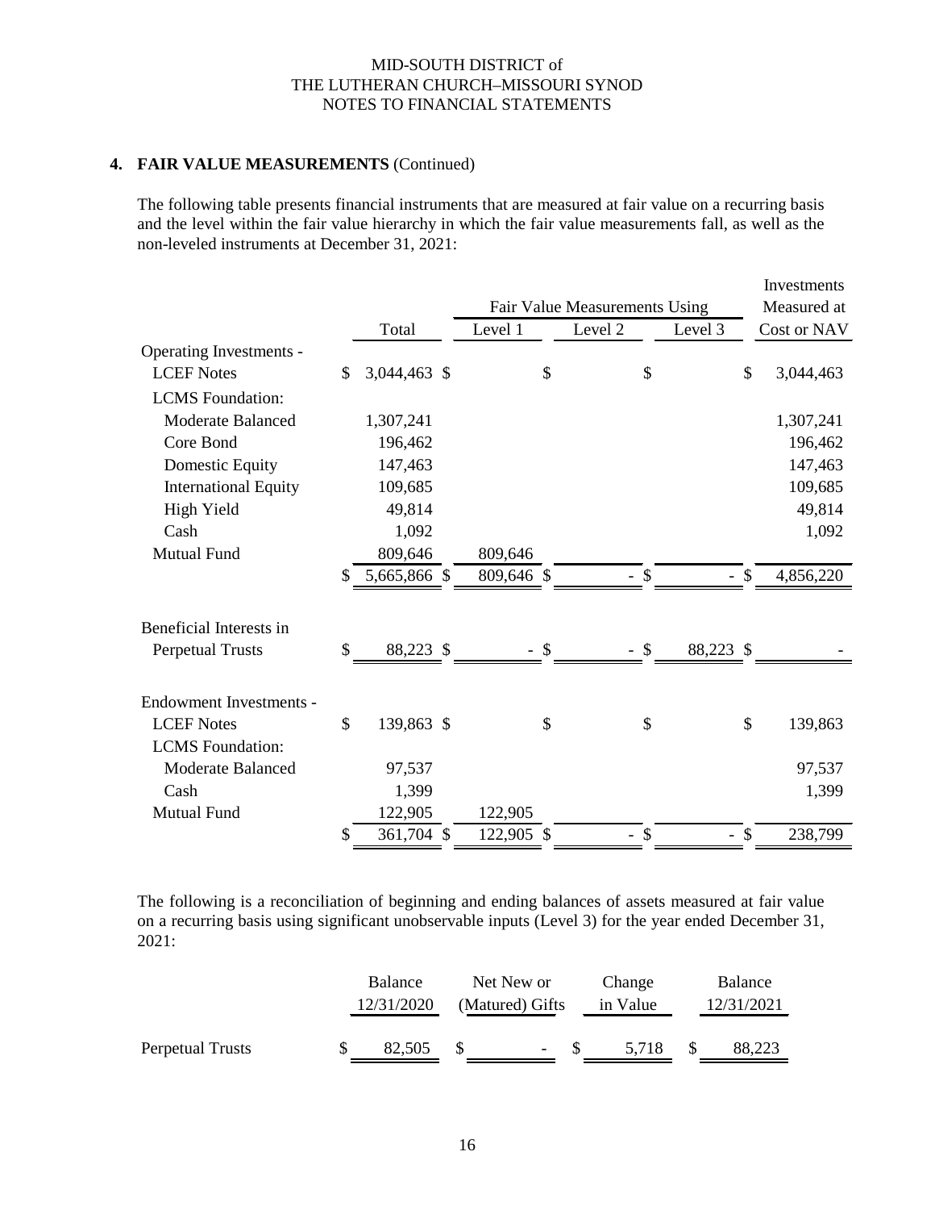MID-SOUTH DISTRICT of
THE LUTHERAN CHURCH–MISSOURI SYNOD
NOTES TO FINANCIAL STATEMENTS

**4. FAIR VALUE MEASUREMENTS** (Continued)

The following table presents financial instruments that are measured at fair value on a recurring basis and the level within the fair value hierarchy in which the fair value measurements fall, as well as the non-leveled instruments at December 31, 2021:

| | Total | Fair Value Measurements Using | | | Investments Measured at |
|---|---|---|---|---|---|
| | | Level 1 | Level 2 | Level 3 | Cost or NAV |
| Operating Investments - | | | | | |
| LCEF Notes | $ 3,044,463 | $ | $ | $ | $ 3,044,463 |
| LCMS Foundation: | | | | | |
| Moderate Balanced | 1,307,241 | | | | 1,307,241 |
| Core Bond | 196,462 | | | | 196,462 |
| Domestic Equity | 147,463 | | | | 147,463 |
| International Equity | 109,685 | | | | 109,685 |
| High Yield | 49,814 | | | | 49,814 |
| Cash | 1,092 | | | | 1,092 |
| Mutual Fund | 809,646 | 809,646 | | | |
| | $ 5,665,866 | $ 809,646 | $ - | $ - | $ 4,856,220 |
| | | | | | |
| Beneficial Interests in Perpetual Trusts | $ 88,223 | $ - | $ - | $ 88,223 | $ - |
| | | | | | |
| Endowment Investments - | | | | | |
| LCEF Notes | $ 139,863 | $ | $ | $ | $ 139,863 |
| LCMS Foundation: | | | | | |
| Moderate Balanced | 97,537 | | | | 97,537 |
| Cash | 1,399 | | | | 1,399 |
| Mutual Fund | 122,905 | 122,905 | | | |
| | $ 361,704 | $ 122,905 | $ - | $ - | $ 238,799 |

The following is a reconciliation of beginning and ending balances of assets measured at fair value on a recurring basis using significant unobservable inputs (Level 3) for the year ended December 31, 2021:

| | Balance 12/31/2020 | Net New or (Matured) Gifts | Change in Value | Balance 12/31/2021 |
|---|---|---|---|---|
| Perpetual Trusts | $ 82,505 | $ - | $ 5,718 | $ 88,223 |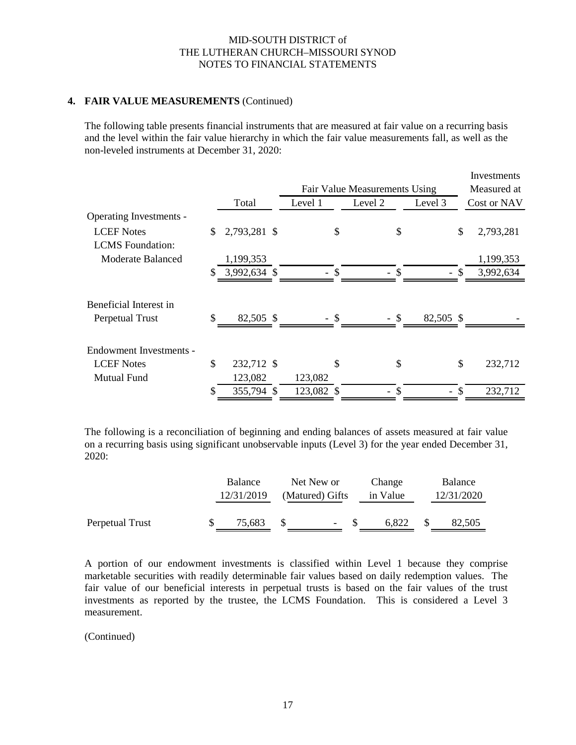MID-SOUTH DISTRICT of
THE LUTHERAN CHURCH–MISSOURI SYNOD
NOTES TO FINANCIAL STATEMENTS

## 4. FAIR VALUE MEASUREMENTS (Continued)

The following table presents financial instruments that are measured at fair value on a recurring basis and the level within the fair value hierarchy in which the fair value measurements fall, as well as the non-leveled instruments at December 31, 2020:

| | | Fair Value Measurements Using | | | Investments Measured at |
|---|---|---|---|---|---|
| | Total | Level 1 | Level 2 | Level 3 | Cost or NAV |
| Operating Investments - | | | | | |
| LCEF Notes | $ 2,793,281 | $ | $ | $ | $ 2,793,281 |
| LCMS Foundation: | | | | | |
| Moderate Balanced | 1,199,353 | | | | 1,199,353 |
| | $ 3,992,634 | $ - | $ - | $ - | $ 3,992,634 |
| Beneficial Interest in Perpetual Trust | $ 82,505 | $ - | $ - | $ 82,505 | $ - |
| Endowment Investments - | | | | | |
| LCEF Notes | $ 232,712 | $ | $ | $ | $ 232,712 |
| Mutual Fund | 123,082 | 123,082 | | | |
| | $ 355,794 | $ 123,082 | $ - | $ - | $ 232,712 |

The following is a reconciliation of beginning and ending balances of assets measured at fair value on a recurring basis using significant unobservable inputs (Level 3) for the year ended December 31, 2020:

| | Balance 12/31/2019 | Net New or (Matured) Gifts | Change in Value | Balance 12/31/2020 |
|---|---|---|---|---|
| Perpetual Trust | $ 75,683 | $ - | $ 6,822 | $ 82,505 |

A portion of our endowment investments is classified within Level 1 because they comprise marketable securities with readily determinable fair values based on daily redemption values. The fair value of our beneficial interests in perpetual trusts is based on the fair values of the trust investments as reported by the trustee, the LCMS Foundation. This is considered a Level 3 measurement.

(Continued)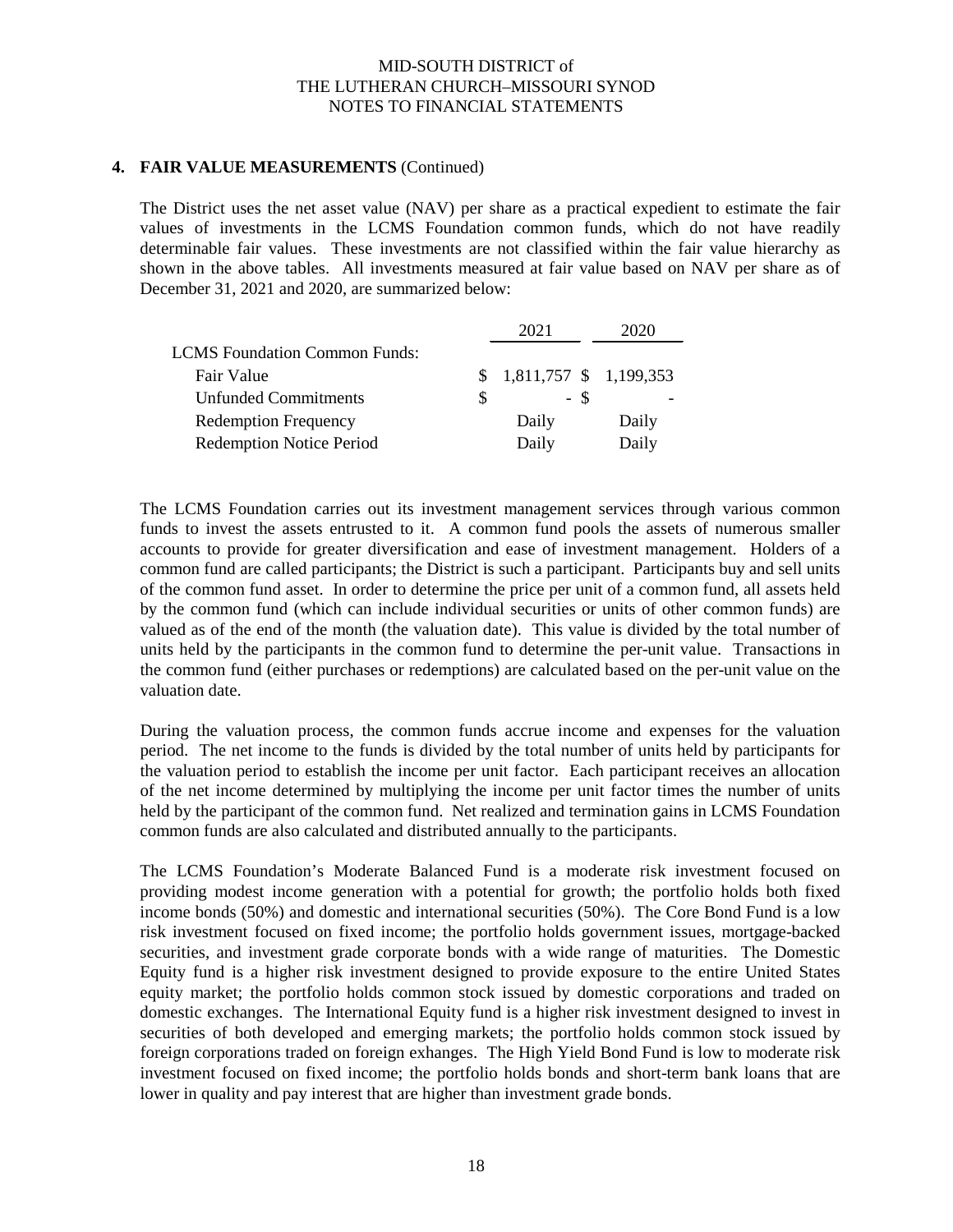MID-SOUTH DISTRICT of
THE LUTHERAN CHURCH–MISSOURI SYNOD
NOTES TO FINANCIAL STATEMENTS

**4. FAIR VALUE MEASUREMENTS** (Continued)

The District uses the net asset value (NAV) per share as a practical expedient to estimate the fair values of investments in the LCMS Foundation common funds, which do not have readily determinable fair values. These investments are not classified within the fair value hierarchy as shown in the above tables. All investments measured at fair value based on NAV per share as of December 31, 2021 and 2020, are summarized below:

| | 2021 | 2020 |
|---|---|---|
| LCMS Foundation Common Funds: | | |
| Fair Value | $ 1,811,757 | $ 1,199,353 |
| Unfunded Commitments | $ - | $ - |
| Redemption Frequency | Daily | Daily |
| Redemption Notice Period | Daily | Daily |

The LCMS Foundation carries out its investment management services through various common funds to invest the assets entrusted to it. A common fund pools the assets of numerous smaller accounts to provide for greater diversification and ease of investment management. Holders of a common fund are called participants; the District is such a participant. Participants buy and sell units of the common fund asset. In order to determine the price per unit of a common fund, all assets held by the common fund (which can include individual securities or units of other common funds) are valued as of the end of the month (the valuation date). This value is divided by the total number of units held by the participants in the common fund to determine the per-unit value. Transactions in the common fund (either purchases or redemptions) are calculated based on the per-unit value on the valuation date.

During the valuation process, the common funds accrue income and expenses for the valuation period. The net income to the funds is divided by the total number of units held by participants for the valuation period to establish the income per unit factor. Each participant receives an allocation of the net income determined by multiplying the income per unit factor times the number of units held by the participant of the common fund. Net realized and termination gains in LCMS Foundation common funds are also calculated and distributed annually to the participants.

The LCMS Foundation's Moderate Balanced Fund is a moderate risk investment focused on providing modest income generation with a potential for growth; the portfolio holds both fixed income bonds (50%) and domestic and international securities (50%). The Core Bond Fund is a low risk investment focused on fixed income; the portfolio holds government issues, mortgage-backed securities, and investment grade corporate bonds with a wide range of maturities. The Domestic Equity fund is a higher risk investment designed to provide exposure to the entire United States equity market; the portfolio holds common stock issued by domestic corporations and traded on domestic exchanges. The International Equity fund is a higher risk investment designed to invest in securities of both developed and emerging markets; the portfolio holds common stock issued by foreign corporations traded on foreign exhanges. The High Yield Bond Fund is low to moderate risk investment focused on fixed income; the portfolio holds bonds and short-term bank loans that are lower in quality and pay interest that are higher than investment grade bonds.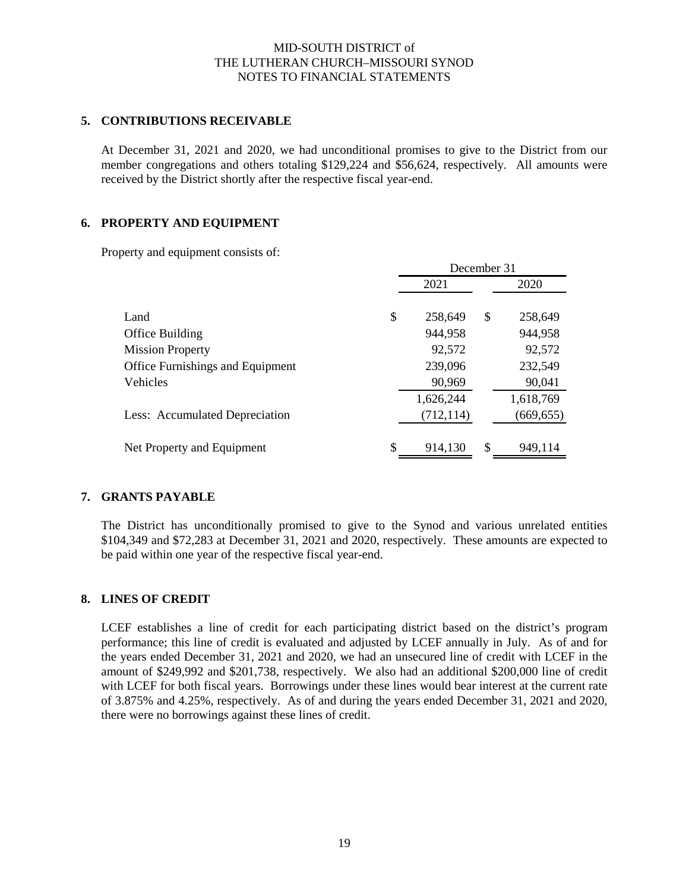MID-SOUTH DISTRICT of
THE LUTHERAN CHURCH–MISSOURI SYNOD
NOTES TO FINANCIAL STATEMENTS

## 5. CONTRIBUTIONS RECEIVABLE

At December 31, 2021 and 2020, we had unconditional promises to give to the District from our member congregations and others totaling $129,224 and $56,624, respectively. All amounts were received by the District shortly after the respective fiscal year-end.

## 6. PROPERTY AND EQUIPMENT

Property and equipment consists of:

| | December 31 | |
|---|---|---|
| | 2021 | 2020 |
| Land | $ 258,649 | $ 258,649 |
| Office Building | 944,958 | 944,958 |
| Mission Property | 92,572 | 92,572 |
| Office Furnishings and Equipment | 239,096 | 232,549 |
| Vehicles | 90,969 | 90,041 |
| | 1,626,244 | 1,618,769 |
| Less: Accumulated Depreciation | (712,114) | (669,655) |
| Net Property and Equipment | $ 914,130 | $ 949,114 |

## 7. GRANTS PAYABLE

The District has unconditionally promised to give to the Synod and various unrelated entities $104,349 and $72,283 at December 31, 2021 and 2020, respectively. These amounts are expected to be paid within one year of the respective fiscal year-end.

## 8. LINES OF CREDIT

LCEF establishes a line of credit for each participating district based on the district's program performance; this line of credit is evaluated and adjusted by LCEF annually in July. As of and for the years ended December 31, 2021 and 2020, we had an unsecured line of credit with LCEF in the amount of $249,992 and $201,738, respectively. We also had an additional $200,000 line of credit with LCEF for both fiscal years. Borrowings under these lines would bear interest at the current rate of 3.875% and 4.25%, respectively. As of and during the years ended December 31, 2021 and 2020, there were no borrowings against these lines of credit.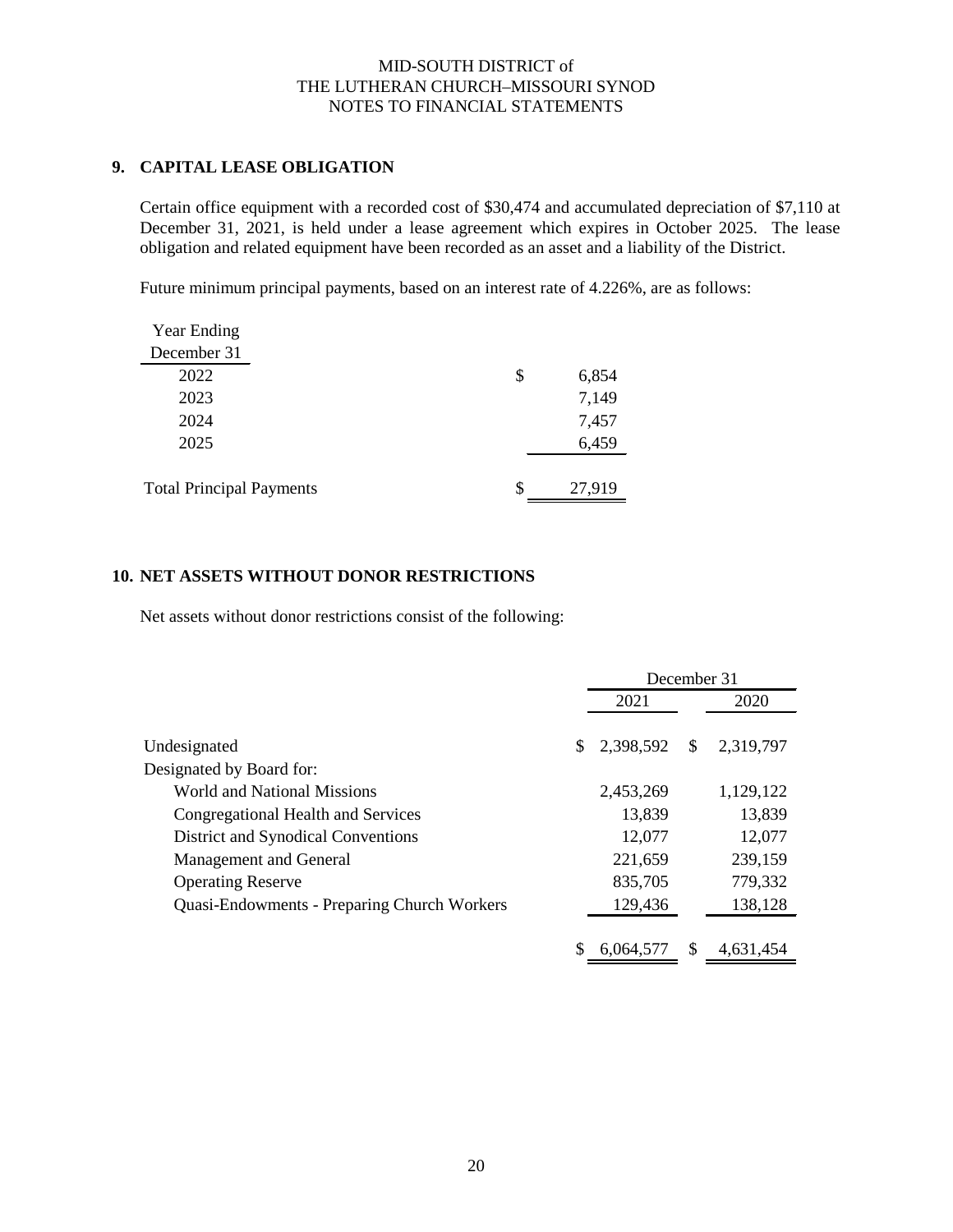MID-SOUTH DISTRICT of
THE LUTHERAN CHURCH–MISSOURI SYNOD
NOTES TO FINANCIAL STATEMENTS

## 9. CAPITAL LEASE OBLIGATION

Certain office equipment with a recorded cost of $30,474 and accumulated depreciation of $7,110 at December 31, 2021, is held under a lease agreement which expires in October 2025. The lease obligation and related equipment have been recorded as an asset and a liability of the District.

Future minimum principal payments, based on an interest rate of 4.226%, are as follows:

| Year Ending December 31 | |
|---|---|
| 2022 | $ 6,854 |
| 2023 | 7,149 |
| 2024 | 7,457 |
| 2025 | 6,459 |
| Total Principal Payments | $ 27,919 |

## 10. NET ASSETS WITHOUT DONOR RESTRICTIONS

Net assets without donor restrictions consist of the following:

| | December 31 | |
|---|---|---|
| | 2021 | 2020 |
| Undesignated | $ 2,398,592 | $ 2,319,797 |
| Designated by Board for: | | |
| World and National Missions | 2,453,269 | 1,129,122 |
| Congregational Health and Services | 13,839 | 13,839 |
| District and Synodical Conventions | 12,077 | 12,077 |
| Management and General | 221,659 | 239,159 |
| Operating Reserve | 835,705 | 779,332 |
| Quasi-Endowments - Preparing Church Workers | 129,436 | 138,128 |
| | $ 6,064,577 | $ 4,631,454 |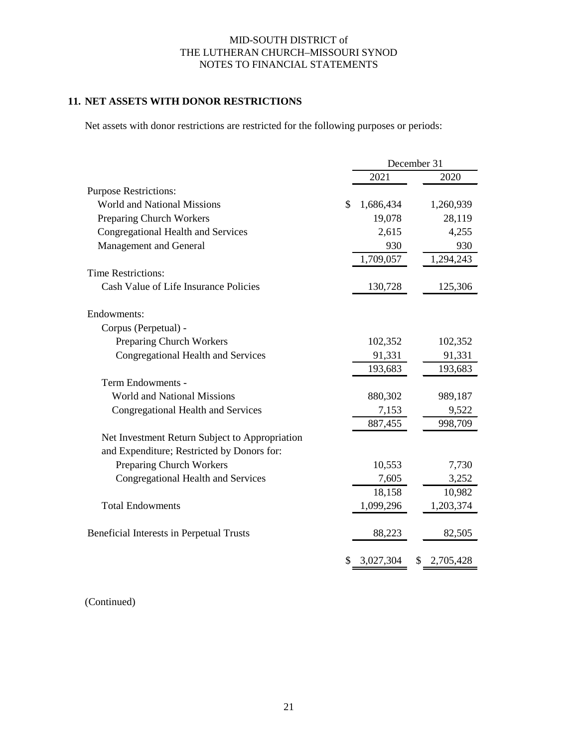MID-SOUTH DISTRICT of
THE LUTHERAN CHURCH–MISSOURI SYNOD
NOTES TO FINANCIAL STATEMENTS

## 11. NET ASSETS WITH DONOR RESTRICTIONS

Net assets with donor restrictions are restricted for the following purposes or periods:

| | December 31 | |
|---|---|---|
| | 2021 | 2020 |
| Purpose Restrictions: | | |
| World and National Missions | $ 1,686,434 | 1,260,939 |
| Preparing Church Workers | 19,078 | 28,119 |
| Congregational Health and Services | 2,615 | 4,255 |
| Management and General | 930 | 930 |
| | 1,709,057 | 1,294,243 |
| Time Restrictions: | | |
| Cash Value of Life Insurance Policies | 130,728 | 125,306 |
| Endowments: | | |
| Corpus (Perpetual) - | | |
| Preparing Church Workers | 102,352 | 102,352 |
| Congregational Health and Services | 91,331 | 91,331 |
| | 193,683 | 193,683 |
| Term Endowments - | | |
| World and National Missions | 880,302 | 989,187 |
| Congregational Health and Services | 7,153 | 9,522 |
| | 887,455 | 998,709 |
| Net Investment Return Subject to Appropriation and Expenditure; Restricted by Donors for: | | |
| Preparing Church Workers | 10,553 | 7,730 |
| Congregational Health and Services | 7,605 | 3,252 |
| | 18,158 | 10,982 |
| Total Endowments | 1,099,296 | 1,203,374 |
| Beneficial Interests in Perpetual Trusts | 88,223 | 82,505 |
| | $ 3,027,304 | $ 2,705,428 |

(Continued)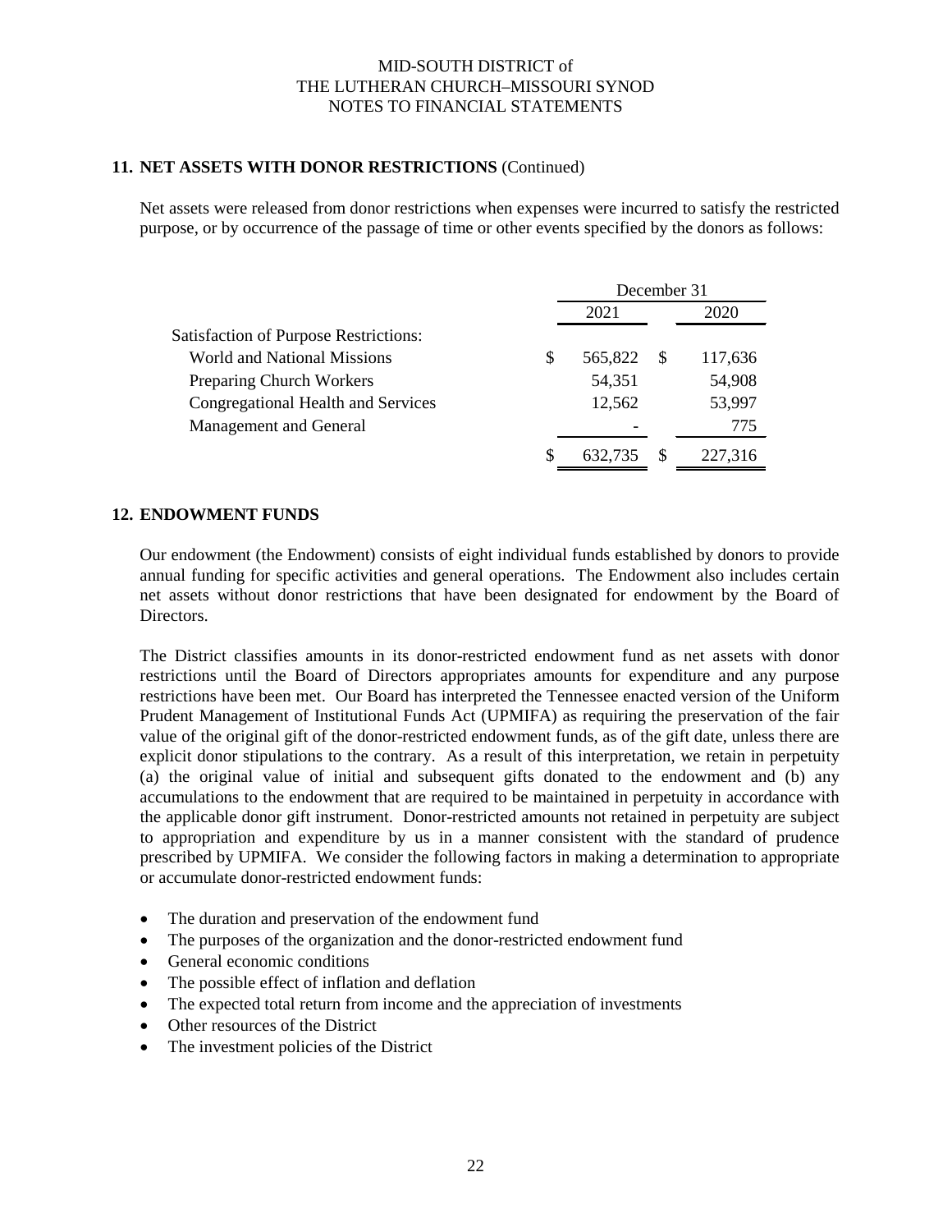MID-SOUTH DISTRICT of
THE LUTHERAN CHURCH–MISSOURI SYNOD
NOTES TO FINANCIAL STATEMENTS

## 11. NET ASSETS WITH DONOR RESTRICTIONS (Continued)

Net assets were released from donor restrictions when expenses were incurred to satisfy the restricted purpose, or by occurrence of the passage of time or other events specified by the donors as follows:

| | December 31 | |
|---|---|---|
| | 2021 | 2020 |
| Satisfaction of Purpose Restrictions: | | |
| World and National Missions | $ 565,822 | $ 117,636 |
| Preparing Church Workers | 54,351 | 54,908 |
| Congregational Health and Services | 12,562 | 53,997 |
| Management and General | - | 775 |
| | $ 632,735 | $ 227,316 |

## 12. ENDOWMENT FUNDS

Our endowment (the Endowment) consists of eight individual funds established by donors to provide annual funding for specific activities and general operations. The Endowment also includes certain net assets without donor restrictions that have been designated for endowment by the Board of Directors.

The District classifies amounts in its donor-restricted endowment fund as net assets with donor restrictions until the Board of Directors appropriates amounts for expenditure and any purpose restrictions have been met. Our Board has interpreted the Tennessee enacted version of the Uniform Prudent Management of Institutional Funds Act (UPMIFA) as requiring the preservation of the fair value of the original gift of the donor-restricted endowment funds, as of the gift date, unless there are explicit donor stipulations to the contrary. As a result of this interpretation, we retain in perpetuity (a) the original value of initial and subsequent gifts donated to the endowment and (b) any accumulations to the endowment that are required to be maintained in perpetuity in accordance with the applicable donor gift instrument. Donor-restricted amounts not retained in perpetuity are subject to appropriation and expenditure by us in a manner consistent with the standard of prudence prescribed by UPMIFA. We consider the following factors in making a determination to appropriate or accumulate donor-restricted endowment funds:

- The duration and preservation of the endowment fund
- The purposes of the organization and the donor-restricted endowment fund
- General economic conditions
- The possible effect of inflation and deflation
- The expected total return from income and the appreciation of investments
- Other resources of the District
- The investment policies of the District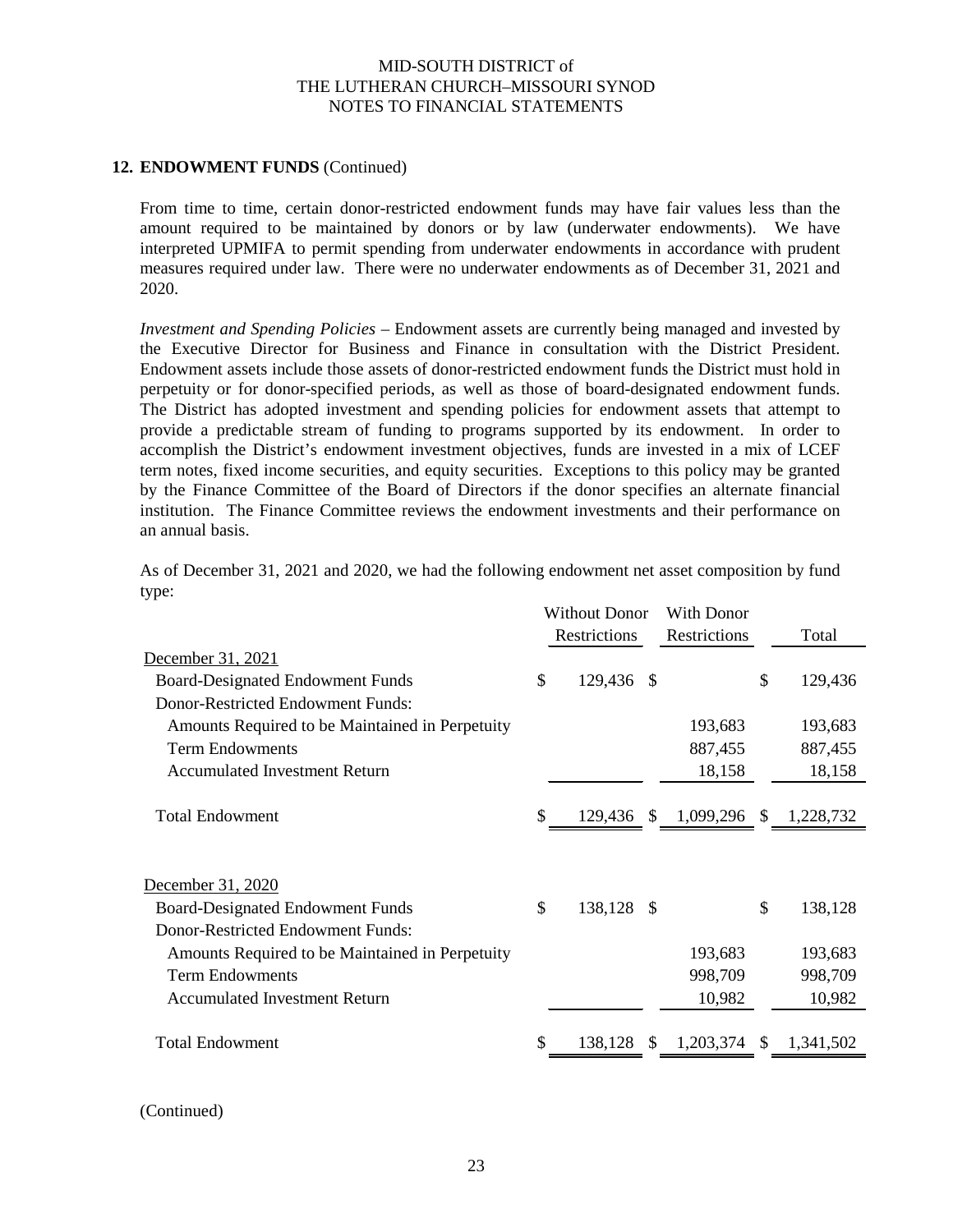## 12. ENDOWMENT FUNDS (Continued)

From time to time, certain donor-restricted endowment funds may have fair values less than the amount required to be maintained by donors or by law (underwater endowments). We have interpreted UPMIFA to permit spending from underwater endowments in accordance with prudent measures required under law. There were no underwater endowments as of December 31, 2021 and 2020.

*Investment and Spending Policies* – Endowment assets are currently being managed and invested by the Executive Director for Business and Finance in consultation with the District President. Endowment assets include those assets of donor-restricted endowment funds the District must hold in perpetuity or for donor-specified periods, as well as those of board-designated endowment funds. The District has adopted investment and spending policies for endowment assets that attempt to provide a predictable stream of funding to programs supported by its endowment. In order to accomplish the District's endowment investment objectives, funds are invested in a mix of LCEF term notes, fixed income securities, and equity securities. Exceptions to this policy may be granted by the Finance Committee of the Board of Directors if the donor specifies an alternate financial institution. The Finance Committee reviews the endowment investments and their performance on an annual basis.

As of December 31, 2021 and 2020, we had the following endowment net asset composition by fund type:

| | Without Donor Restrictions | With Donor Restrictions | Total |
|---|---|---|---|
| December 31, 2021 | | | |
| Board-Designated Endowment Funds | $ 129,436 | $ | $ 129,436 |
| Donor-Restricted Endowment Funds: | | | |
| Amounts Required to be Maintained in Perpetuity | | 193,683 | 193,683 |
| Term Endowments | | 887,455 | 887,455 |
| Accumulated Investment Return | | 18,158 | 18,158 |
| Total Endowment | $ 129,436 | $ 1,099,296 | $ 1,228,732 |
| | | | |
| December 31, 2020 | | | |
| Board-Designated Endowment Funds | $ 138,128 | $ | $ 138,128 |
| Donor-Restricted Endowment Funds: | | | |
| Amounts Required to be Maintained in Perpetuity | | 193,683 | 193,683 |
| Term Endowments | | 998,709 | 998,709 |
| Accumulated Investment Return | | 10,982 | 10,982 |
| Total Endowment | $ 138,128 | $ 1,203,374 | $ 1,341,502 |

(Continued)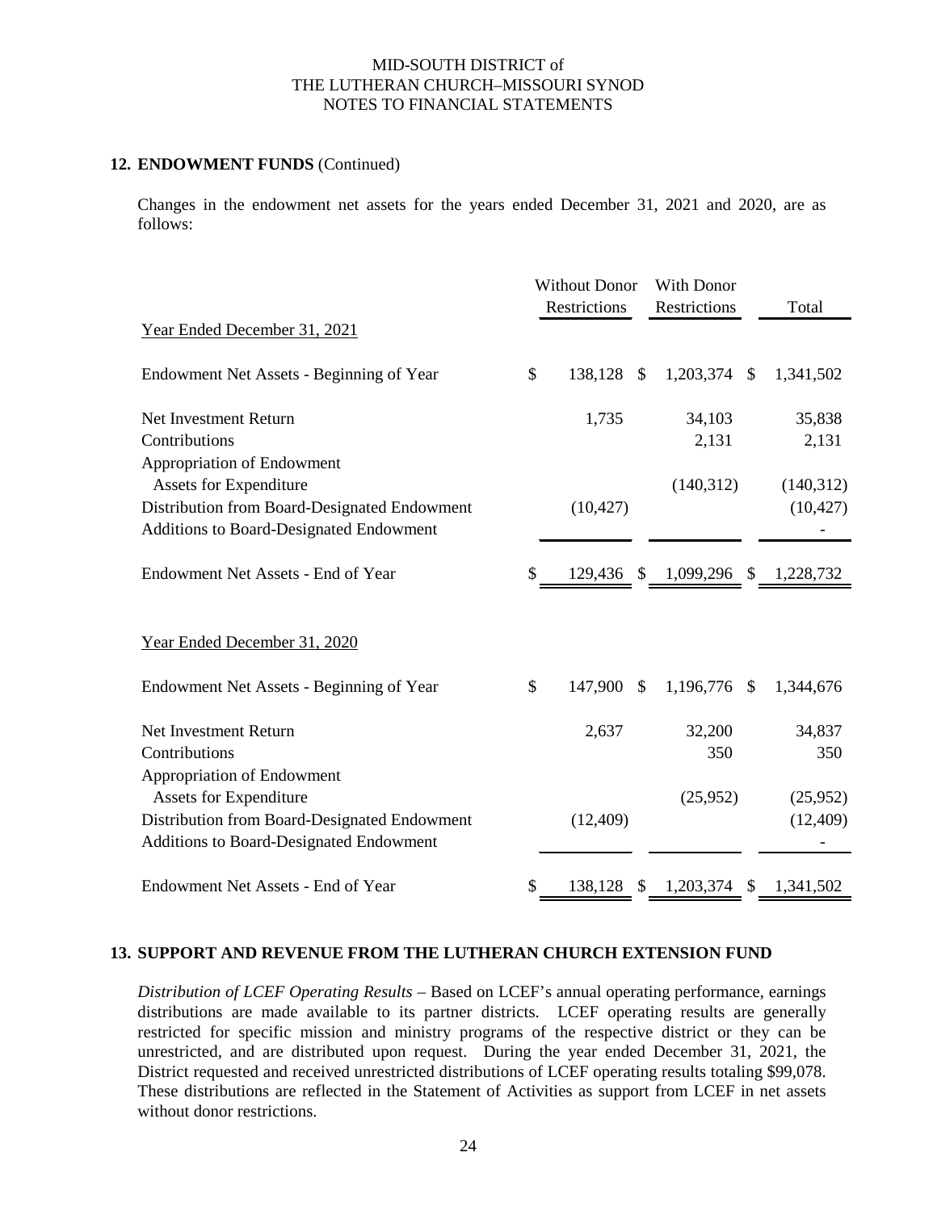## 12. ENDOWMENT FUNDS (Continued)

Changes in the endowment net assets for the years ended December 31, 2021 and 2020, are as follows:

| | Without Donor Restrictions | With Donor Restrictions | Total |
|---|---|---|---|
| Year Ended December 31, 2021 | | | |
| Endowment Net Assets - Beginning of Year | $ 138,128 | $ 1,203,374 | $ 1,341,502 |
| Net Investment Return | 1,735 | 34,103 | 35,838 |
| Contributions | | 2,131 | 2,131 |
| Appropriation of Endowment Assets for Expenditure | | (140,312) | (140,312) |
| Distribution from Board-Designated Endowment | (10,427) | | (10,427) |
| Additions to Board-Designated Endowment | | | - |
| Endowment Net Assets - End of Year | $ 129,436 | $ 1,099,296 | $ 1,228,732 |
| Year Ended December 31, 2020 | | | |
| Endowment Net Assets - Beginning of Year | $ 147,900 | $ 1,196,776 | $ 1,344,676 |
| Net Investment Return | 2,637 | 32,200 | 34,837 |
| Contributions | | 350 | 350 |
| Appropriation of Endowment Assets for Expenditure | | (25,952) | (25,952) |
| Distribution from Board-Designated Endowment | (12,409) | | (12,409) |
| Additions to Board-Designated Endowment | | | - |
| Endowment Net Assets - End of Year | $ 138,128 | $ 1,203,374 | $ 1,341,502 |

## 13. SUPPORT AND REVENUE FROM THE LUTHERAN CHURCH EXTENSION FUND

*Distribution of LCEF Operating Results* – Based on LCEF's annual operating performance, earnings distributions are made available to its partner districts. LCEF operating results are generally restricted for specific mission and ministry programs of the respective district or they can be unrestricted, and are distributed upon request. During the year ended December 31, 2021, the District requested and received unrestricted distributions of LCEF operating results totaling $99,078. These distributions are reflected in the Statement of Activities as support from LCEF in net assets without donor restrictions.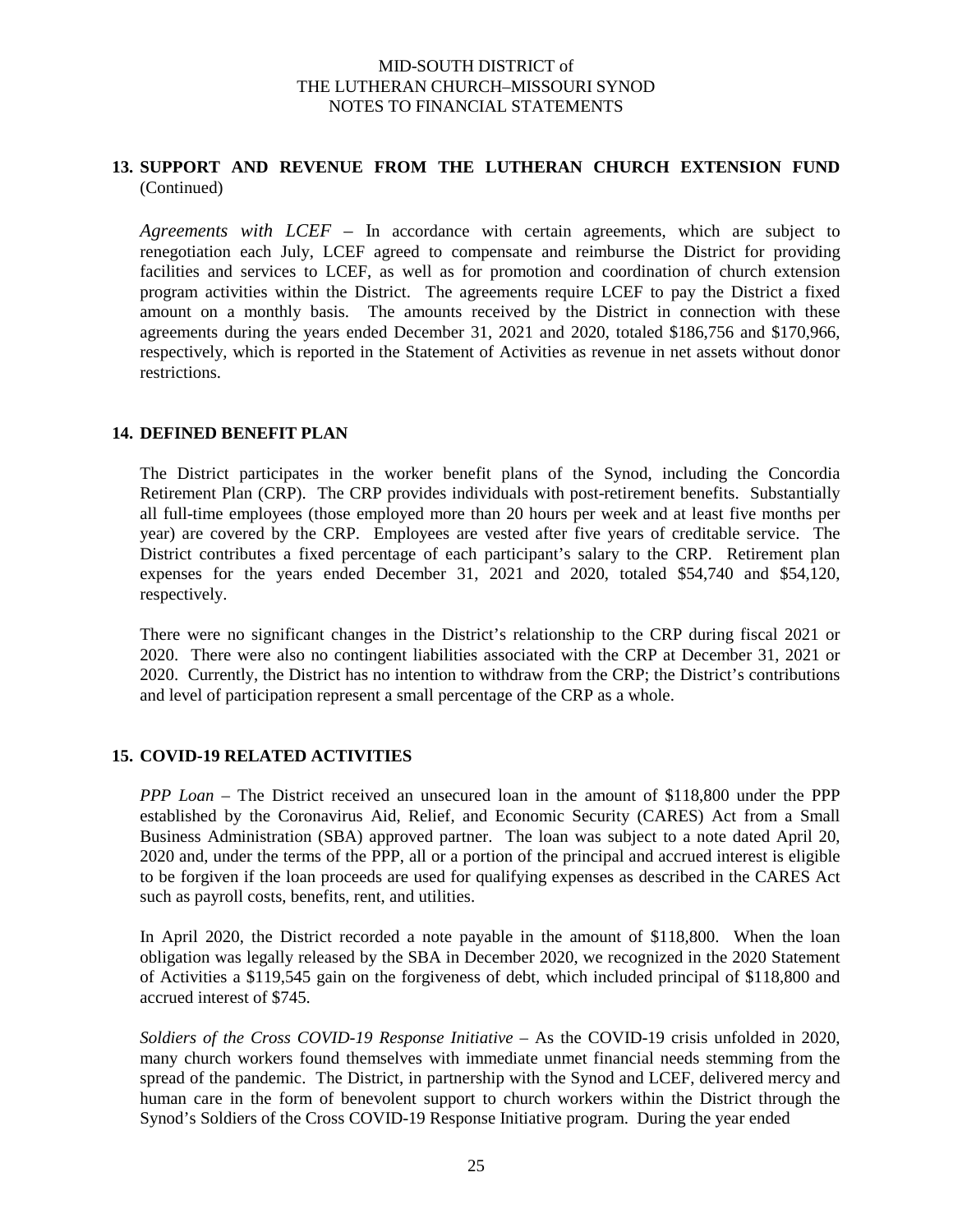## 13. SUPPORT AND REVENUE FROM THE LUTHERAN CHURCH EXTENSION FUND (Continued)

*Agreements with LCEF* – In accordance with certain agreements, which are subject to renegotiation each July, LCEF agreed to compensate and reimburse the District for providing facilities and services to LCEF, as well as for promotion and coordination of church extension program activities within the District. The agreements require LCEF to pay the District a fixed amount on a monthly basis. The amounts received by the District in connection with these agreements during the years ended December 31, 2021 and 2020, totaled $186,756 and $170,966, respectively, which is reported in the Statement of Activities as revenue in net assets without donor restrictions.

## 14. DEFINED BENEFIT PLAN

The District participates in the worker benefit plans of the Synod, including the Concordia Retirement Plan (CRP). The CRP provides individuals with post-retirement benefits. Substantially all full-time employees (those employed more than 20 hours per week and at least five months per year) are covered by the CRP. Employees are vested after five years of creditable service. The District contributes a fixed percentage of each participant's salary to the CRP. Retirement plan expenses for the years ended December 31, 2021 and 2020, totaled $54,740 and $54,120, respectively.

There were no significant changes in the District's relationship to the CRP during fiscal 2021 or 2020. There were also no contingent liabilities associated with the CRP at December 31, 2021 or 2020. Currently, the District has no intention to withdraw from the CRP; the District's contributions and level of participation represent a small percentage of the CRP as a whole.

## 15. COVID-19 RELATED ACTIVITIES

*PPP Loan* – The District received an unsecured loan in the amount of $118,800 under the PPP established by the Coronavirus Aid, Relief, and Economic Security (CARES) Act from a Small Business Administration (SBA) approved partner. The loan was subject to a note dated April 20, 2020 and, under the terms of the PPP, all or a portion of the principal and accrued interest is eligible to be forgiven if the loan proceeds are used for qualifying expenses as described in the CARES Act such as payroll costs, benefits, rent, and utilities.

In April 2020, the District recorded a note payable in the amount of $118,800. When the loan obligation was legally released by the SBA in December 2020, we recognized in the 2020 Statement of Activities a $119,545 gain on the forgiveness of debt, which included principal of $118,800 and accrued interest of $745.

*Soldiers of the Cross COVID-19 Response Initiative* – As the COVID-19 crisis unfolded in 2020, many church workers found themselves with immediate unmet financial needs stemming from the spread of the pandemic. The District, in partnership with the Synod and LCEF, delivered mercy and human care in the form of benevolent support to church workers within the District through the Synod's Soldiers of the Cross COVID-19 Response Initiative program. During the year ended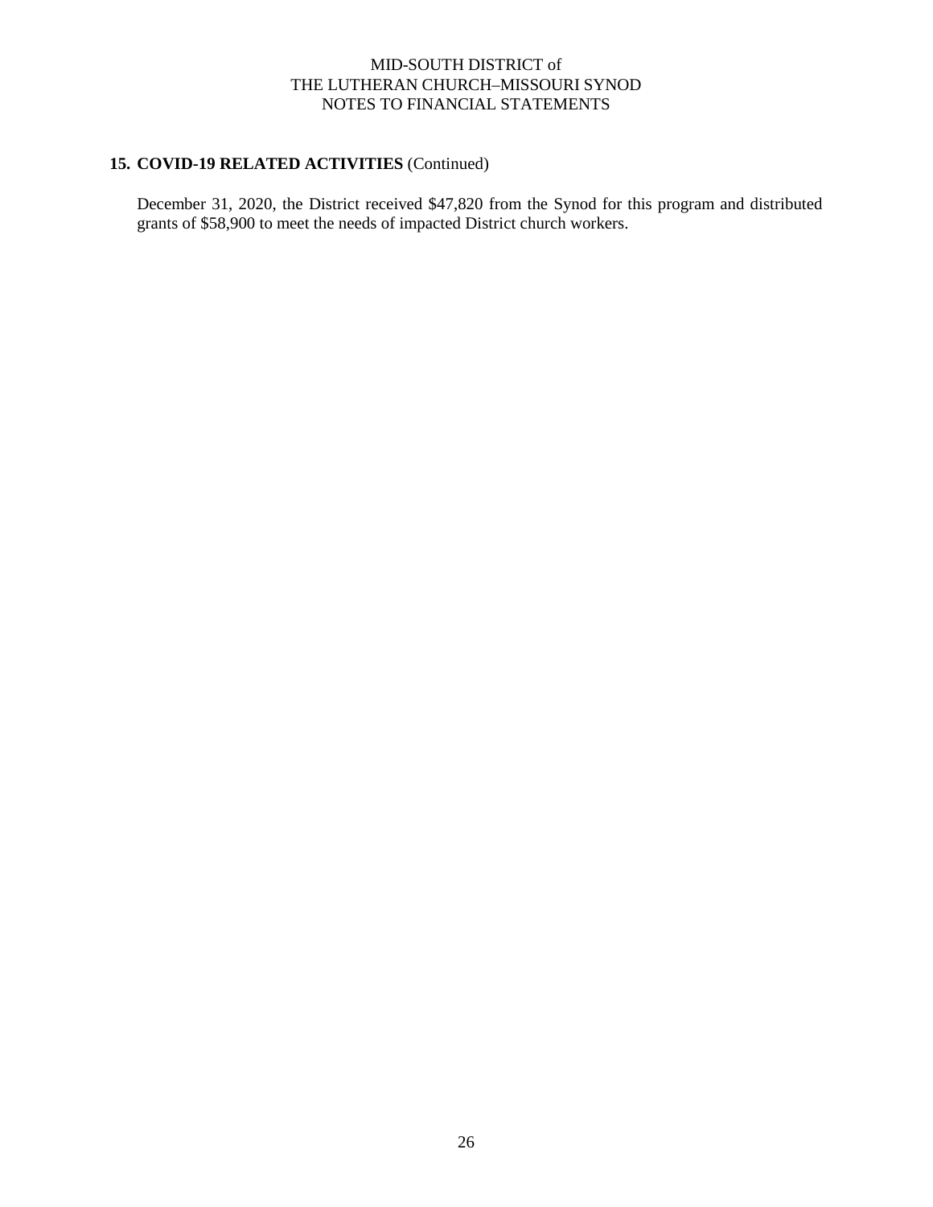## 15. COVID-19 RELATED ACTIVITIES (Continued)

December 31, 2020, the District received $47,820 from the Synod for this program and distributed grants of $58,900 to meet the needs of impacted District church workers.